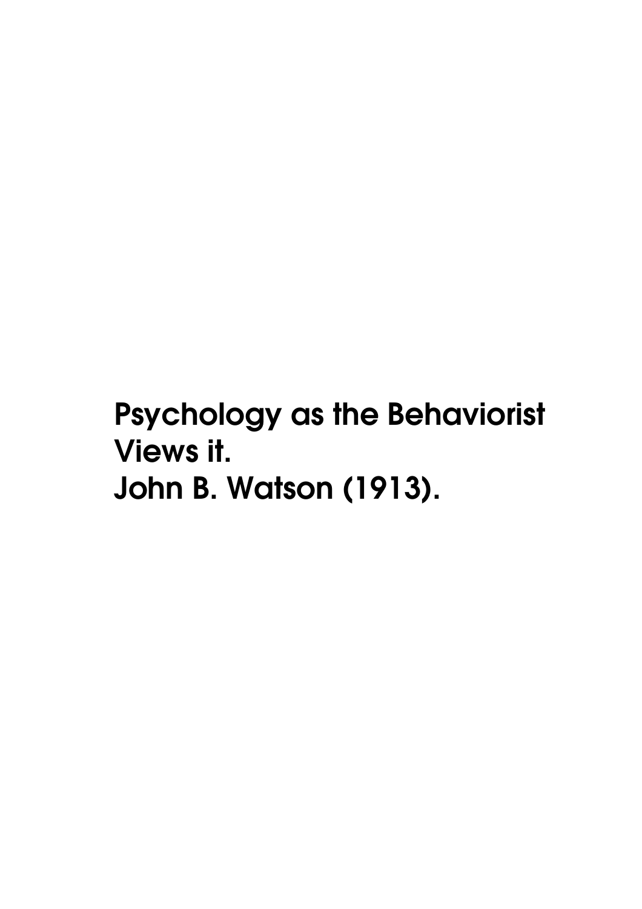# Psychology as the Behaviorist Views it.
# John B. Watson (1913).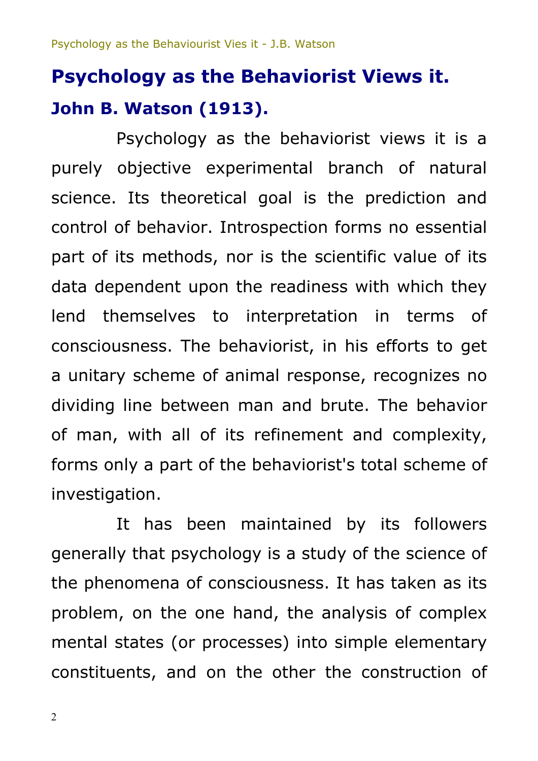# Psychology as the Behaviorist Views it.

## John B. Watson (1913).

Psychology as the behaviorist views it is a purely objective experimental branch of natural science. Its theoretical goal is the prediction and control of behavior. Introspection forms no essential part of its methods, nor is the scientific value of its data dependent upon the readiness with which they lend themselves to interpretation in terms of consciousness. The behaviorist, in his efforts to get a unitary scheme of animal response, recognizes no dividing line between man and brute. The behavior of man, with all of its refinement and complexity, forms only a part of the behaviorist's total scheme of investigation.

It has been maintained by its followers generally that psychology is a study of the science of the phenomena of consciousness. It has taken as its problem, on the one hand, the analysis of complex mental states (or processes) into simple elementary constituents, and on the other the construction of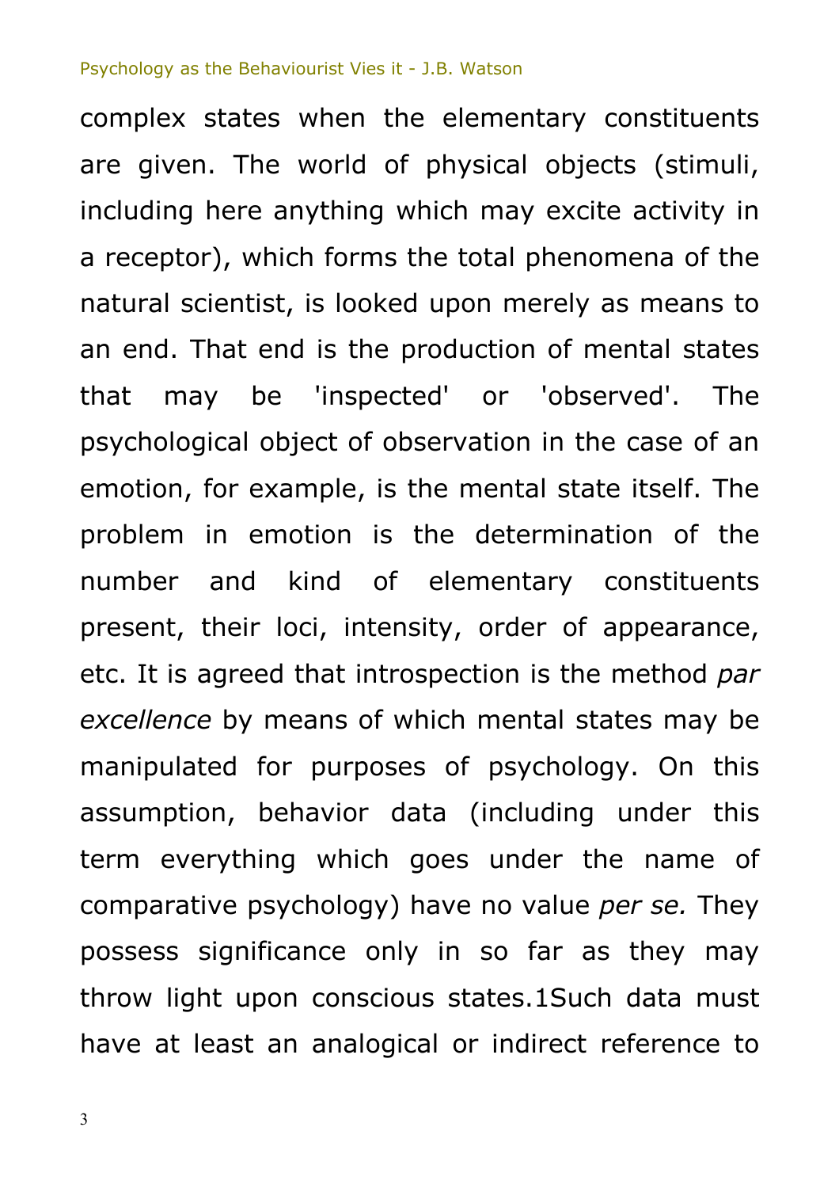complex states when the elementary constituents are given. The world of physical objects (stimuli, including here anything which may excite activity in a receptor), which forms the total phenomena of the natural scientist, is looked upon merely as means to an end. That end is the production of mental states that may be 'inspected' or 'observed'. The psychological object of observation in the case of an emotion, for example, is the mental state itself. The problem in emotion is the determination of the number and kind of elementary constituents present, their loci, intensity, order of appearance, etc. It is agreed that introspection is the method *par excellence* by means of which mental states may be manipulated for purposes of psychology. On this assumption, behavior data (including under this term everything which goes under the name of comparative psychology) have no value *per se.* They possess significance only in so far as they may throw light upon conscious states.[1] Such data must have at least an analogical or indirect reference to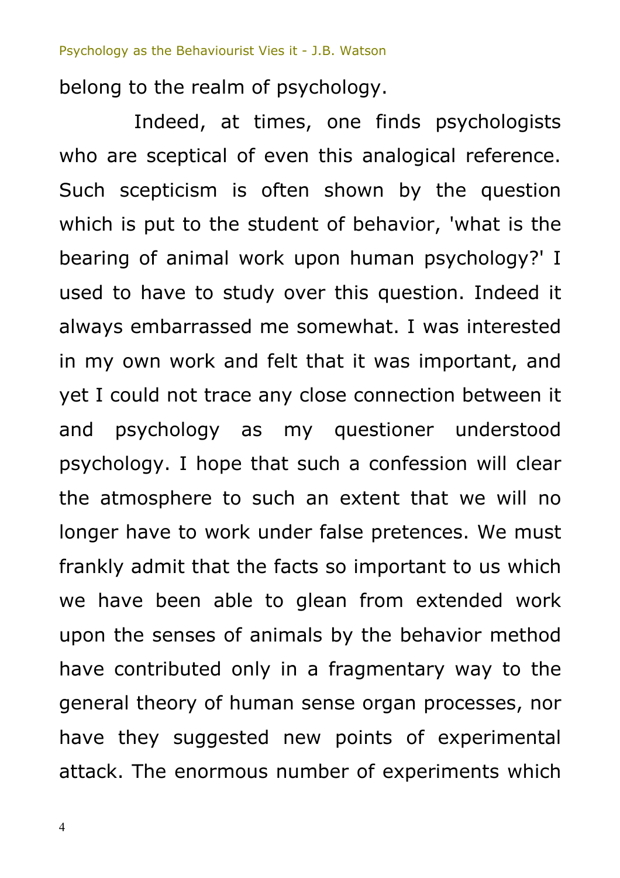belong to the realm of psychology.

Indeed, at times, one finds psychologists who are sceptical of even this analogical reference. Such scepticism is often shown by the question which is put to the student of behavior, 'what is the bearing of animal work upon human psychology?' I used to have to study over this question. Indeed it always embarrassed me somewhat. I was interested in my own work and felt that it was important, and yet I could not trace any close connection between it and psychology as my questioner understood psychology. I hope that such a confession will clear the atmosphere to such an extent that we will no longer have to work under false pretences. We must frankly admit that the facts so important to us which we have been able to glean from extended work upon the senses of animals by the behavior method have contributed only in a fragmentary way to the general theory of human sense organ processes, nor have they suggested new points of experimental attack. The enormous number of experiments which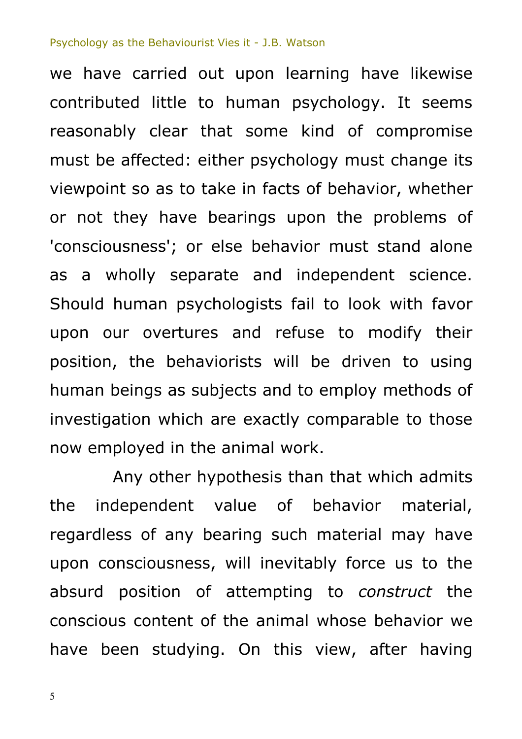we have carried out upon learning have likewise contributed little to human psychology. It seems reasonably clear that some kind of compromise must be affected: either psychology must change its viewpoint so as to take in facts of behavior, whether or not they have bearings upon the problems of 'consciousness'; or else behavior must stand alone as a wholly separate and independent science. Should human psychologists fail to look with favor upon our overtures and refuse to modify their position, the behaviorists will be driven to using human beings as subjects and to employ methods of investigation which are exactly comparable to those now employed in the animal work.

Any other hypothesis than that which admits the independent value of behavior material, regardless of any bearing such material may have upon consciousness, will inevitably force us to the absurd position of attempting to *construct* the conscious content of the animal whose behavior we have been studying. On this view, after having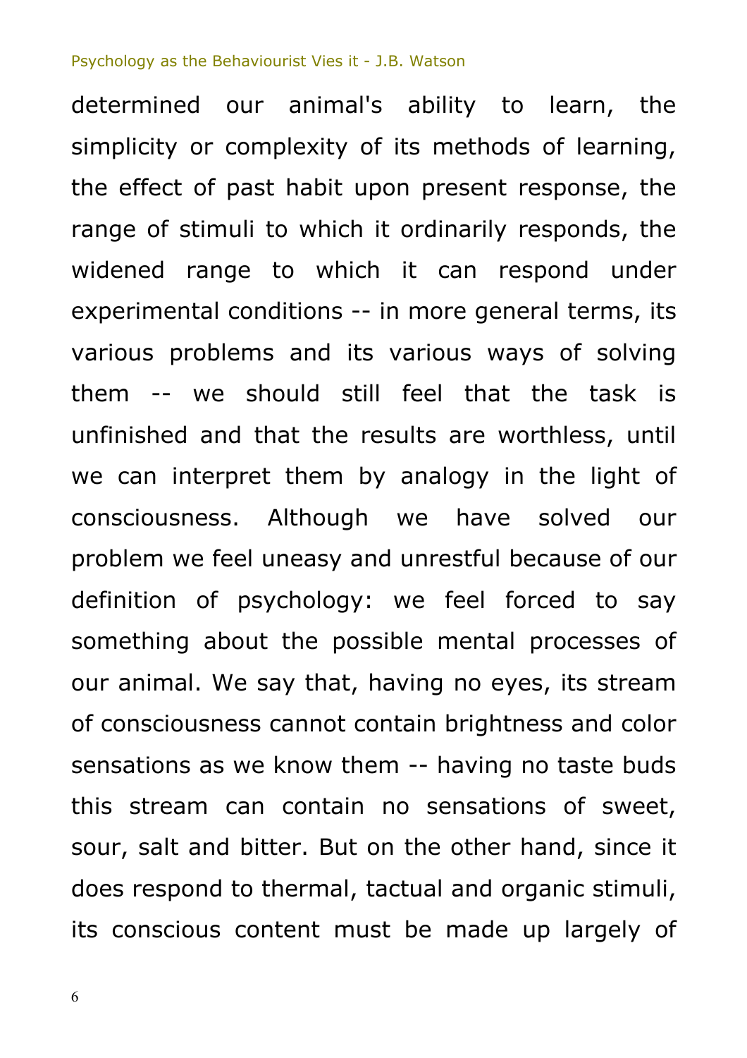determined our animal's ability to learn, the simplicity or complexity of its methods of learning, the effect of past habit upon present response, the range of stimuli to which it ordinarily responds, the widened range to which it can respond under experimental conditions -- in more general terms, its various problems and its various ways of solving them -- we should still feel that the task is unfinished and that the results are worthless, until we can interpret them by analogy in the light of consciousness. Although we have solved our problem we feel uneasy and unrestful because of our definition of psychology: we feel forced to say something about the possible mental processes of our animal. We say that, having no eyes, its stream of consciousness cannot contain brightness and color sensations as we know them -- having no taste buds this stream can contain no sensations of sweet, sour, salt and bitter. But on the other hand, since it does respond to thermal, tactual and organic stimuli, its conscious content must be made up largely of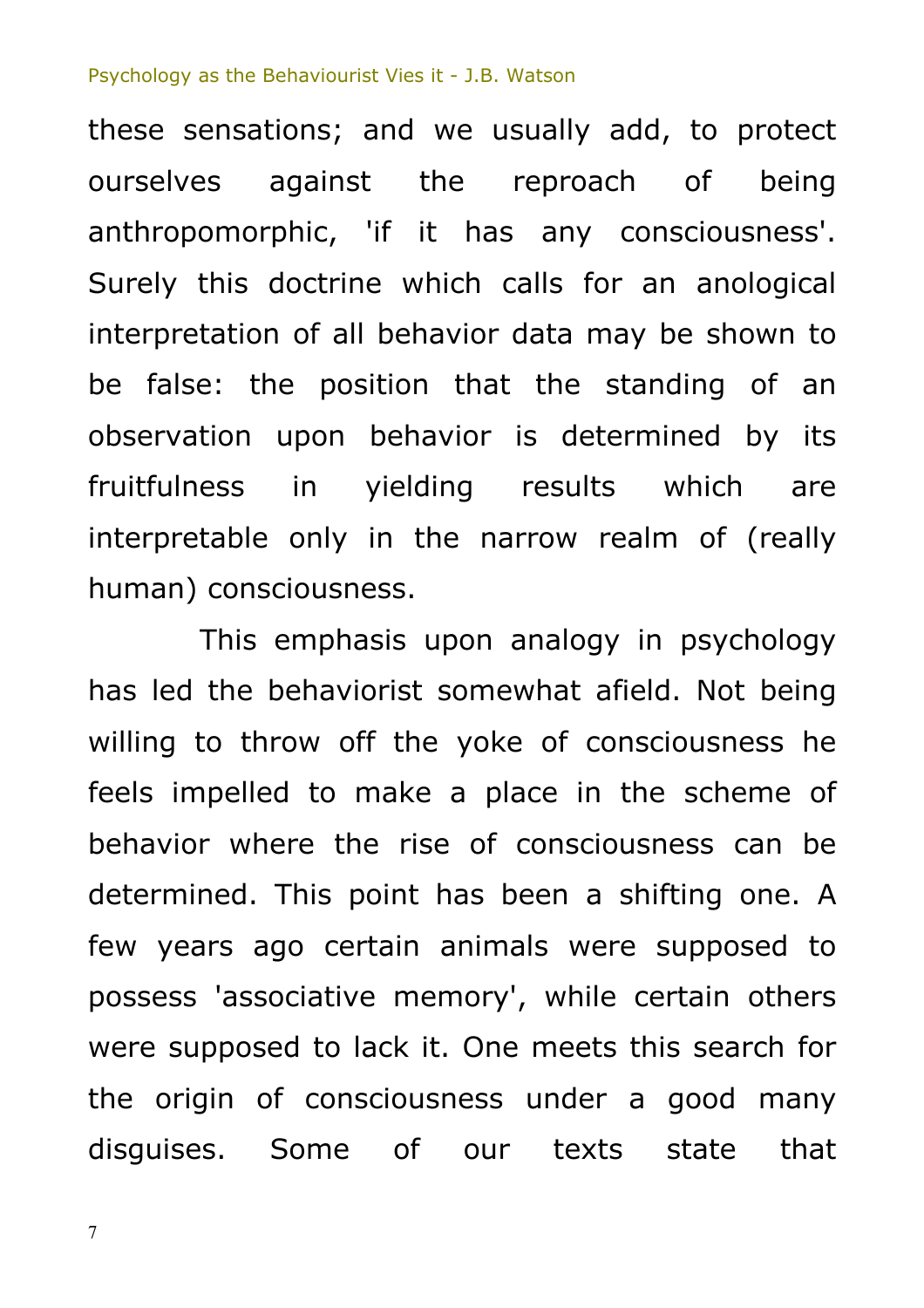these sensations; and we usually add, to protect ourselves against the reproach of being anthropomorphic, 'if it has any consciousness'. Surely this doctrine which calls for an anological interpretation of all behavior data may be shown to be false: the position that the standing of an observation upon behavior is determined by its fruitfulness in yielding results which are interpretable only in the narrow realm of (really human) consciousness.

This emphasis upon analogy in psychology has led the behaviorist somewhat afield. Not being willing to throw off the yoke of consciousness he feels impelled to make a place in the scheme of behavior where the rise of consciousness can be determined. This point has been a shifting one. A few years ago certain animals were supposed to possess 'associative memory', while certain others were supposed to lack it. One meets this search for the origin of consciousness under a good many disguises. Some of our texts state that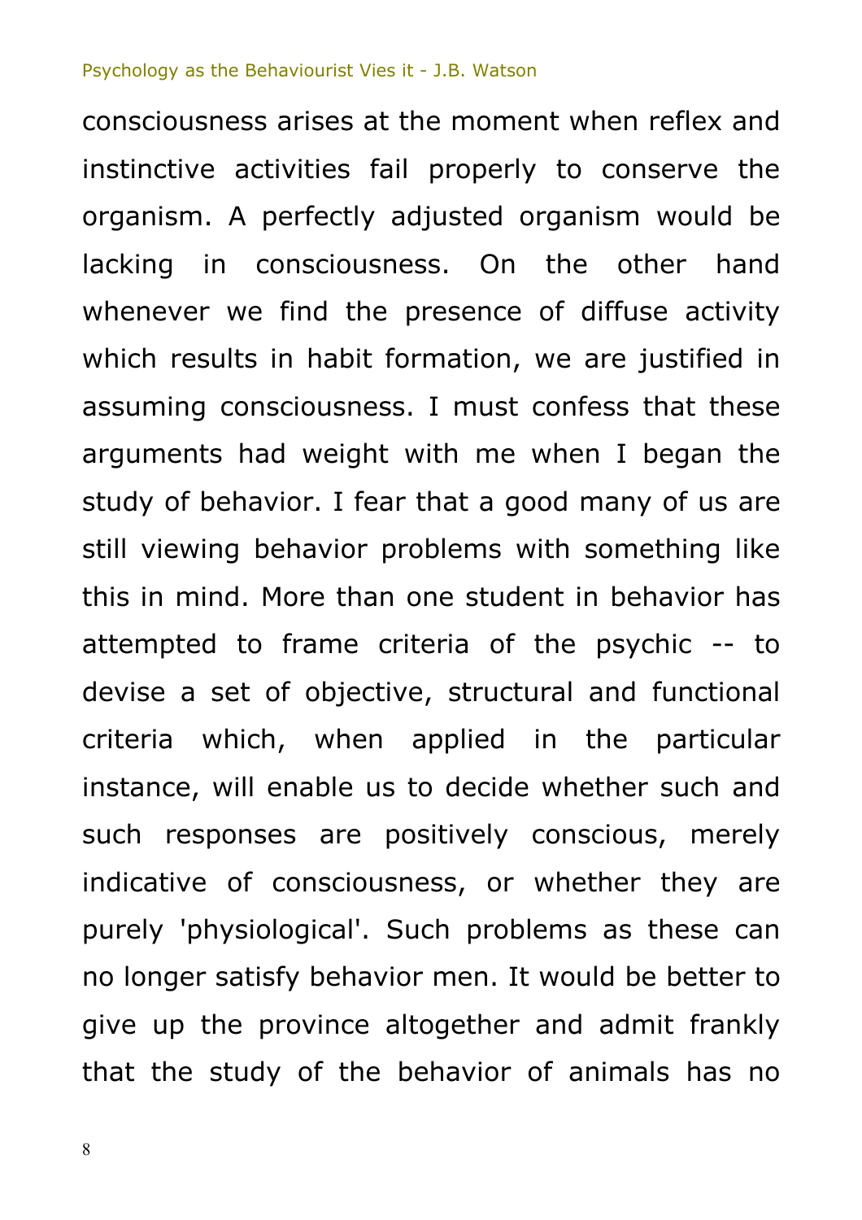consciousness arises at the moment when reflex and instinctive activities fail properly to conserve the organism. A perfectly adjusted organism would be lacking in consciousness. On the other hand whenever we find the presence of diffuse activity which results in habit formation, we are justified in assuming consciousness. I must confess that these arguments had weight with me when I began the study of behavior. I fear that a good many of us are still viewing behavior problems with something like this in mind. More than one student in behavior has attempted to frame criteria of the psychic -- to devise a set of objective, structural and functional criteria which, when applied in the particular instance, will enable us to decide whether such and such responses are positively conscious, merely indicative of consciousness, or whether they are purely 'physiological'. Such problems as these can no longer satisfy behavior men. It would be better to give up the province altogether and admit frankly that the study of the behavior of animals has no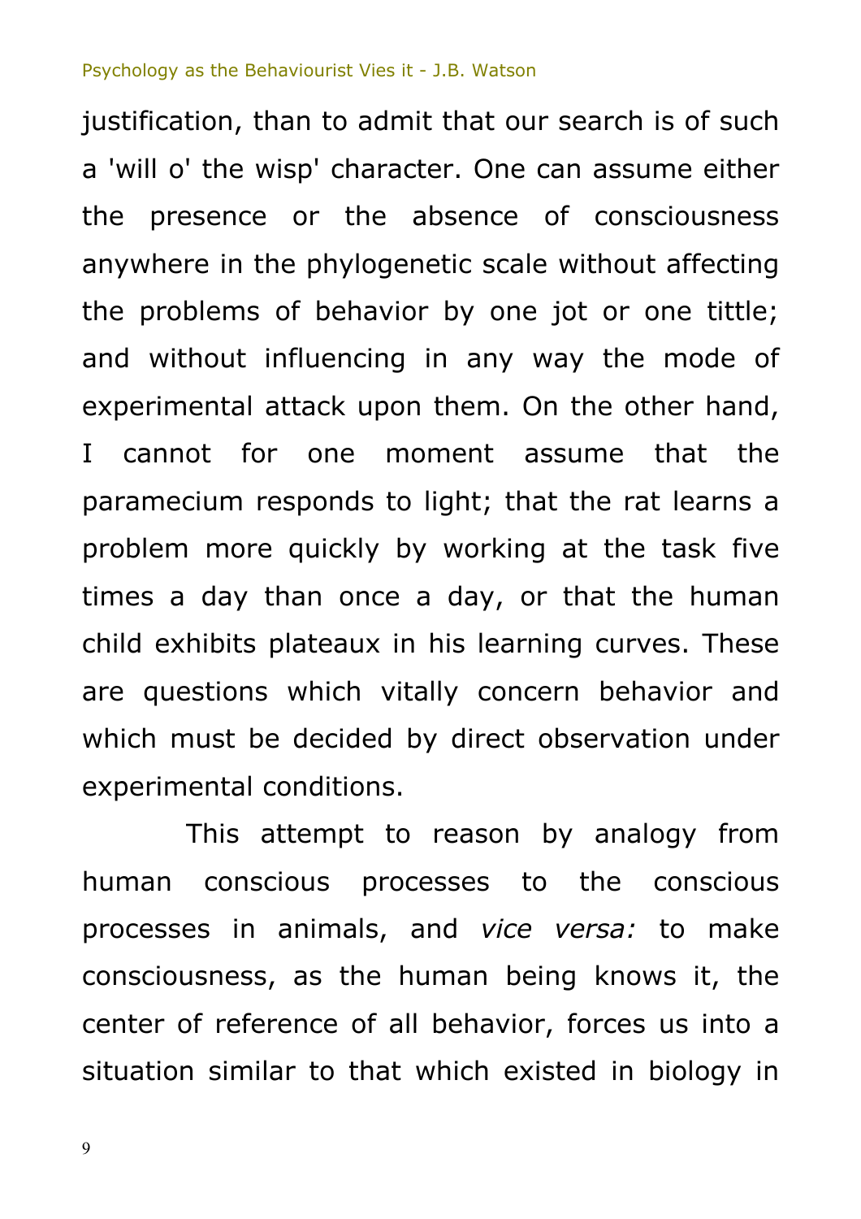justification, than to admit that our search is of such a 'will o' the wisp' character. One can assume either the presence or the absence of consciousness anywhere in the phylogenetic scale without affecting the problems of behavior by one jot or one tittle; and without influencing in any way the mode of experimental attack upon them. On the other hand, I cannot for one moment assume that the paramecium responds to light; that the rat learns a problem more quickly by working at the task five times a day than once a day, or that the human child exhibits plateaux in his learning curves. These are questions which vitally concern behavior and which must be decided by direct observation under experimental conditions.

This attempt to reason by analogy from human conscious processes to the conscious processes in animals, and *vice versa:* to make consciousness, as the human being knows it, the center of reference of all behavior, forces us into a situation similar to that which existed in biology in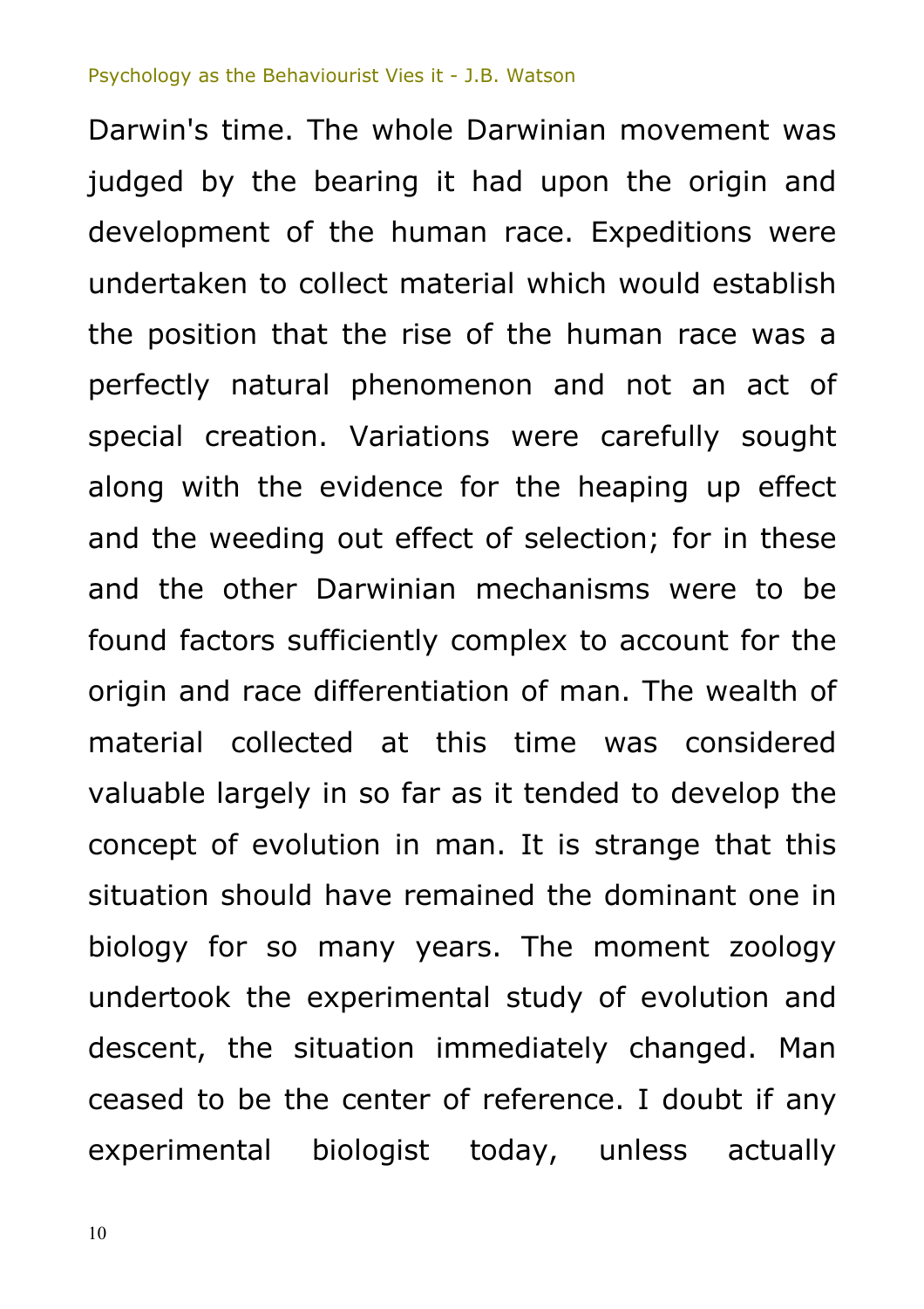Darwin's time. The whole Darwinian movement was judged by the bearing it had upon the origin and development of the human race. Expeditions were undertaken to collect material which would establish the position that the rise of the human race was a perfectly natural phenomenon and not an act of special creation. Variations were carefully sought along with the evidence for the heaping up effect and the weeding out effect of selection; for in these and the other Darwinian mechanisms were to be found factors sufficiently complex to account for the origin and race differentiation of man. The wealth of material collected at this time was considered valuable largely in so far as it tended to develop the concept of evolution in man. It is strange that this situation should have remained the dominant one in biology for so many years. The moment zoology undertook the experimental study of evolution and descent, the situation immediately changed. Man ceased to be the center of reference. I doubt if any experimental biologist today, unless actually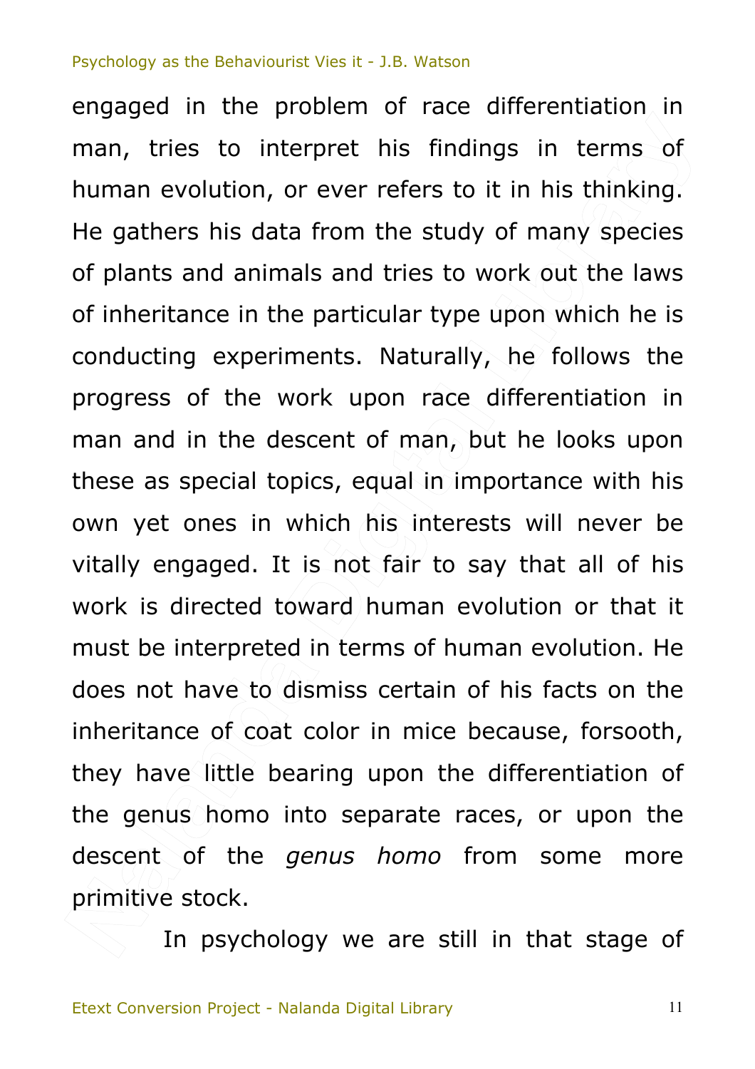engaged in the problem of race differentiation in man, tries to interpret his findings in terms of human evolution, or ever refers to it in his thinking. He gathers his data from the study of many species of plants and animals and tries to work out the laws of inheritance in the particular type upon which he is conducting experiments. Naturally, he follows the progress of the work upon race differentiation in man and in the descent of man, but he looks upon these as special topics, equal in importance with his own yet ones in which his interests will never be vitally engaged. It is not fair to say that all of his work is directed toward human evolution or that it must be interpreted in terms of human evolution. He does not have to dismiss certain of his facts on the inheritance of coat color in mice because, forsooth, they have little bearing upon the differentiation of the genus homo into separate races, or upon the descent of the *genus homo* from some more primitive stock.

In psychology we are still in that stage of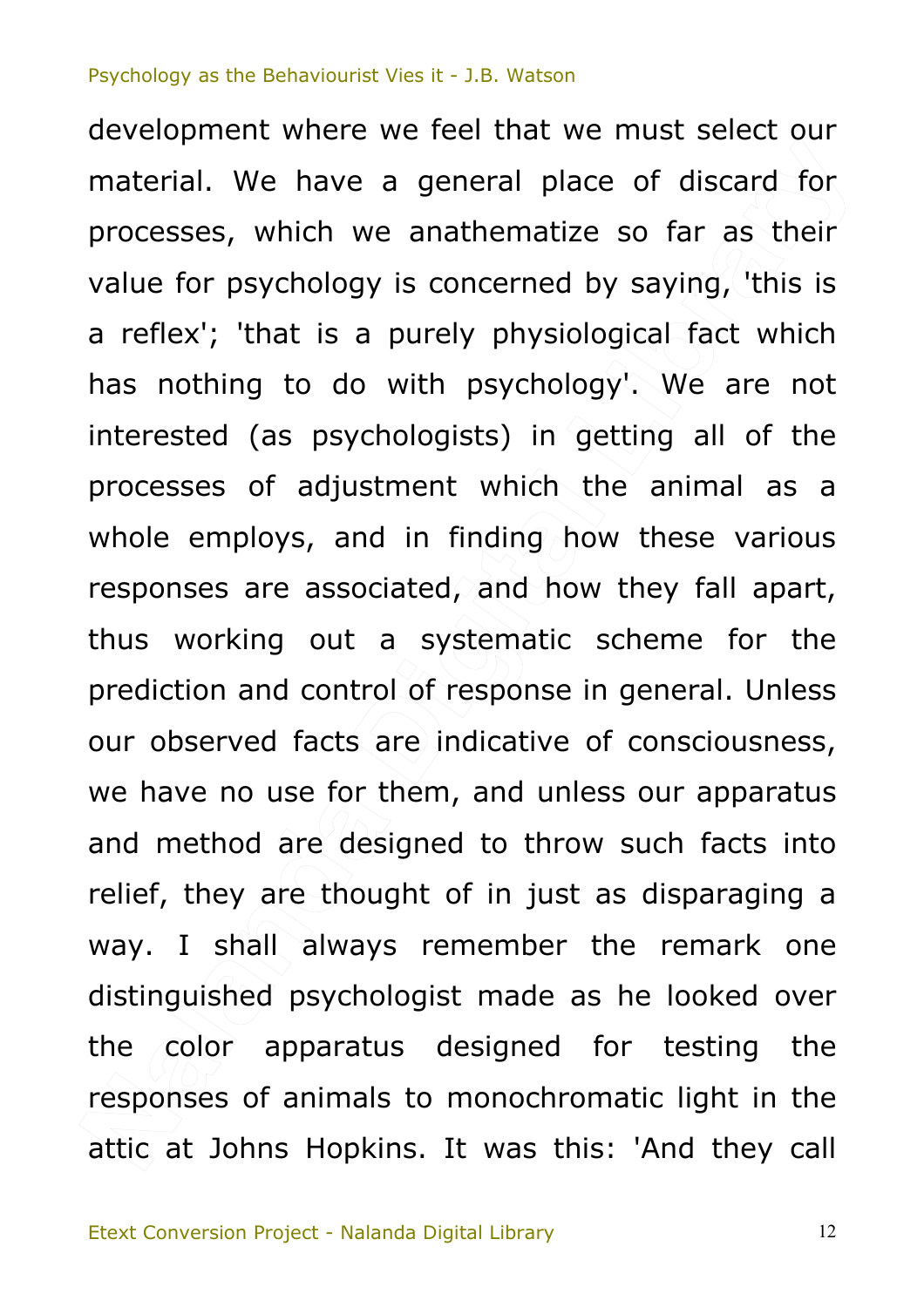development where we feel that we must select our material. We have a general place of discard for processes, which we anathematize so far as their value for psychology is concerned by saying, 'this is a reflex'; 'that is a purely physiological fact which has nothing to do with psychology'. We are not interested (as psychologists) in getting all of the processes of adjustment which the animal as a whole employs, and in finding how these various responses are associated, and how they fall apart, thus working out a systematic scheme for the prediction and control of response in general. Unless our observed facts are indicative of consciousness, we have no use for them, and unless our apparatus and method are designed to throw such facts into relief, they are thought of in just as disparaging a way. I shall always remember the remark one distinguished psychologist made as he looked over the color apparatus designed for testing the responses of animals to monochromatic light in the attic at Johns Hopkins. It was this: 'And they call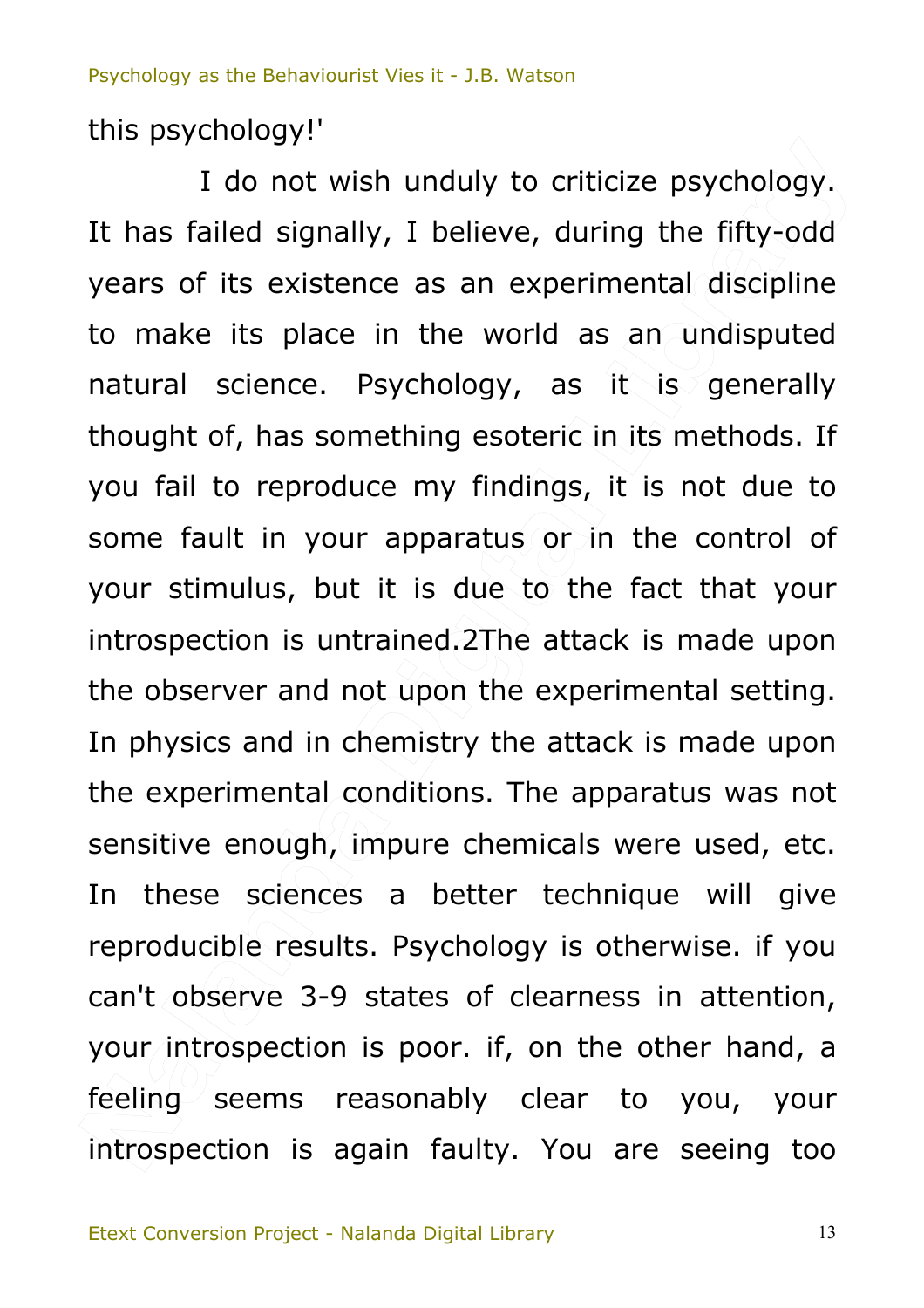this psychology!'

I do not wish unduly to criticize psychology. It has failed signally, I believe, during the fifty-odd years of its existence as an experimental discipline to make its place in the world as an undisputed natural science. Psychology, as it is generally thought of, has something esoteric in its methods. If you fail to reproduce my findings, it is not due to some fault in your apparatus or in the control of your stimulus, but it is due to the fact that your introspection is untrained.[2] The attack is made upon the observer and not upon the experimental setting. In physics and in chemistry the attack is made upon the experimental conditions. The apparatus was not sensitive enough, impure chemicals were used, etc. In these sciences a better technique will give reproducible results. Psychology is otherwise. if you can't observe 3-9 states of clearness in attention, your introspection is poor. if, on the other hand, a feeling seems reasonably clear to you, your introspection is again faulty. You are seeing too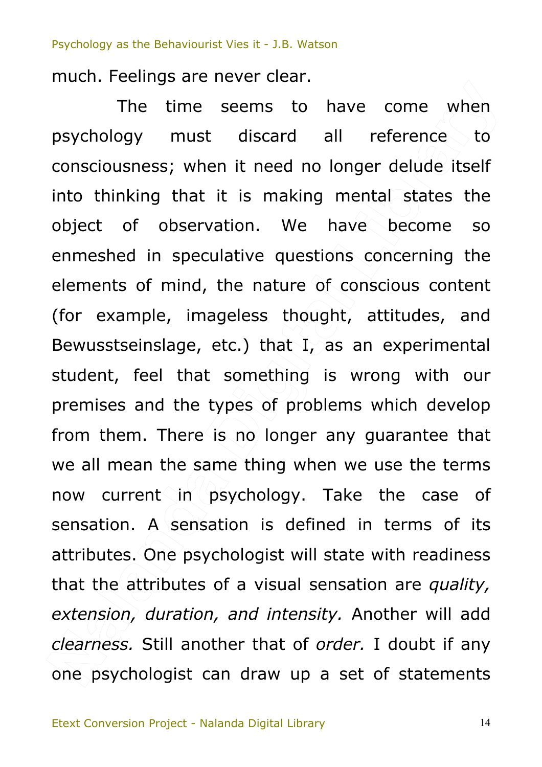much. Feelings are never clear.

The time seems to have come when psychology must discard all reference to consciousness; when it need no longer delude itself into thinking that it is making mental states the object of observation. We have become so enmeshed in speculative questions concerning the elements of mind, the nature of conscious content (for example, imageless thought, attitudes, and Bewusstseinslage, etc.) that I, as an experimental student, feel that something is wrong with our premises and the types of problems which develop from them. There is no longer any guarantee that we all mean the same thing when we use the terms now current in psychology. Take the case of sensation. A sensation is defined in terms of its attributes. One psychologist will state with readiness that the attributes of a visual sensation are *quality, extension, duration, and intensity.* Another will add *clearness.* Still another that of *order.* I doubt if any one psychologist can draw up a set of statements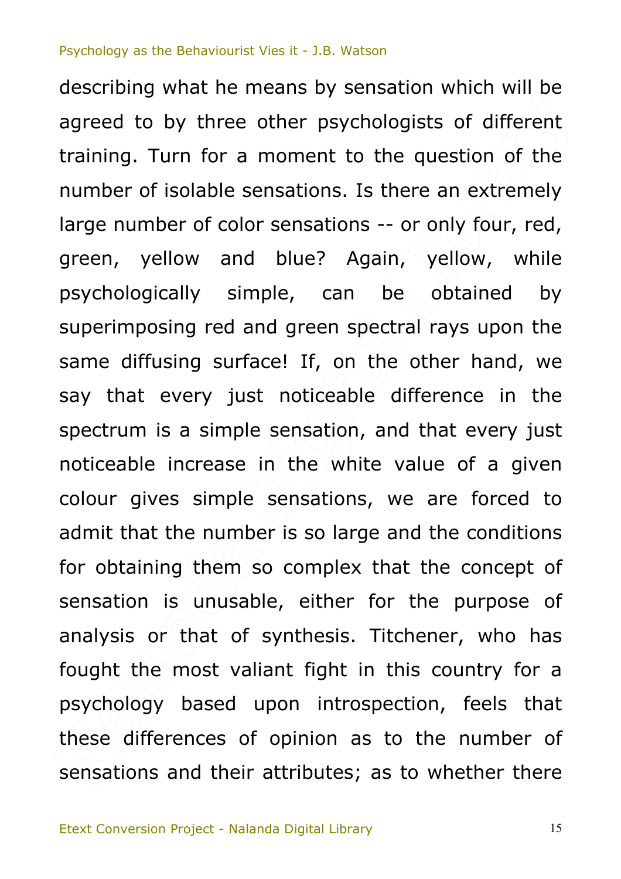describing what he means by sensation which will be agreed to by three other psychologists of different training. Turn for a moment to the question of the number of isolable sensations. Is there an extremely large number of color sensations -- or only four, red, green, yellow and blue? Again, yellow, while psychologically simple, can be obtained by superimposing red and green spectral rays upon the same diffusing surface! If, on the other hand, we say that every just noticeable difference in the spectrum is a simple sensation, and that every just noticeable increase in the white value of a given colour gives simple sensations, we are forced to admit that the number is so large and the conditions for obtaining them so complex that the concept of sensation is unusable, either for the purpose of analysis or that of synthesis. Titchener, who has fought the most valiant fight in this country for a psychology based upon introspection, feels that these differences of opinion as to the number of sensations and their attributes; as to whether there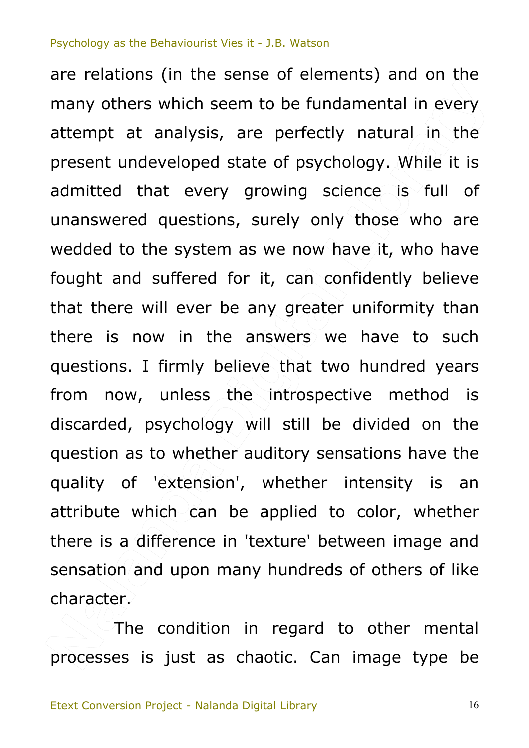are relations (in the sense of elements) and on the many others which seem to be fundamental in every attempt at analysis, are perfectly natural in the present undeveloped state of psychology. While it is admitted that every growing science is full of unanswered questions, surely only those who are wedded to the system as we now have it, who have fought and suffered for it, can confidently believe that there will ever be any greater uniformity than there is now in the answers we have to such questions. I firmly believe that two hundred years from now, unless the introspective method is discarded, psychology will still be divided on the question as to whether auditory sensations have the quality of 'extension', whether intensity is an attribute which can be applied to color, whether there is a difference in 'texture' between image and sensation and upon many hundreds of others of like character.

The condition in regard to other mental processes is just as chaotic. Can image type be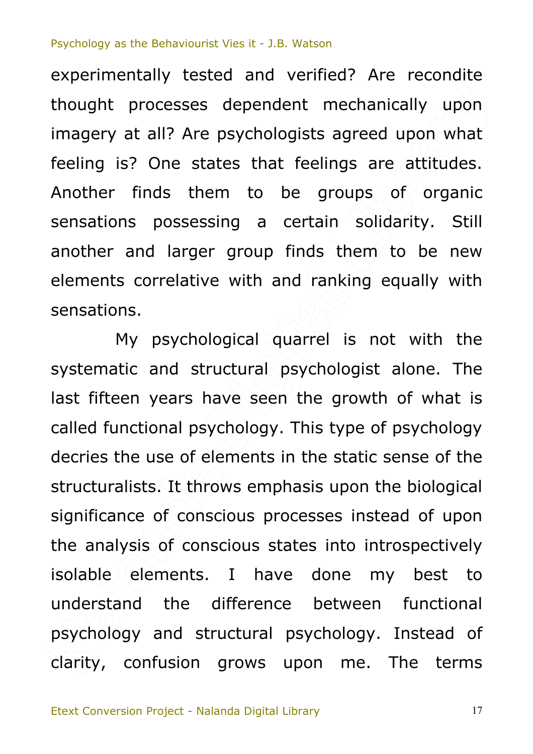experimentally tested and verified? Are recondite thought processes dependent mechanically upon imagery at all? Are psychologists agreed upon what feeling is? One states that feelings are attitudes. Another finds them to be groups of organic sensations possessing a certain solidarity. Still another and larger group finds them to be new elements correlative with and ranking equally with sensations.

My psychological quarrel is not with the systematic and structural psychologist alone. The last fifteen years have seen the growth of what is called functional psychology. This type of psychology decries the use of elements in the static sense of the structuralists. It throws emphasis upon the biological significance of conscious processes instead of upon the analysis of conscious states into introspectively isolable elements. I have done my best to understand the difference between functional psychology and structural psychology. Instead of clarity, confusion grows upon me. The terms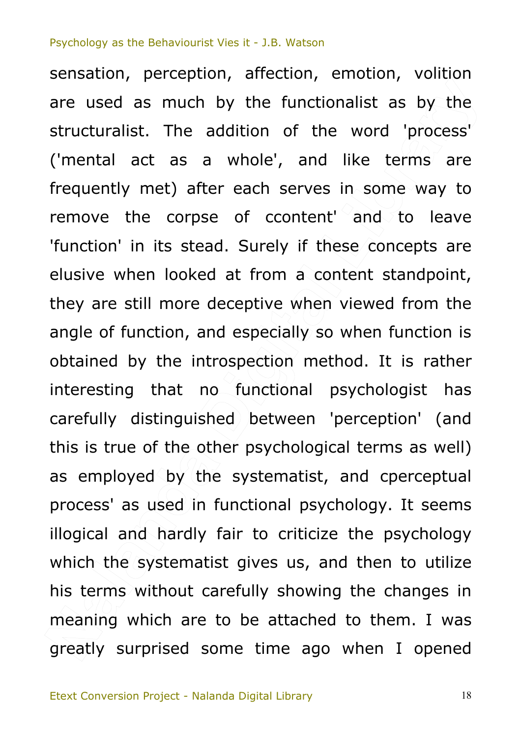sensation, perception, affection, emotion, volition are used as much by the functionalist as by the structuralist. The addition of the word 'process' ('mental act as a whole', and like terms are frequently met) after each serves in some way to remove the corpse of ccontent' and to leave 'function' in its stead. Surely if these concepts are elusive when looked at from a content standpoint, they are still more deceptive when viewed from the angle of function, and especially so when function is obtained by the introspection method. It is rather interesting that no functional psychologist has carefully distinguished between 'perception' (and this is true of the other psychological terms as well) as employed by the systematist, and cperceptual process' as used in functional psychology. It seems illogical and hardly fair to criticize the psychology which the systematist gives us, and then to utilize his terms without carefully showing the changes in meaning which are to be attached to them. I was greatly surprised some time ago when I opened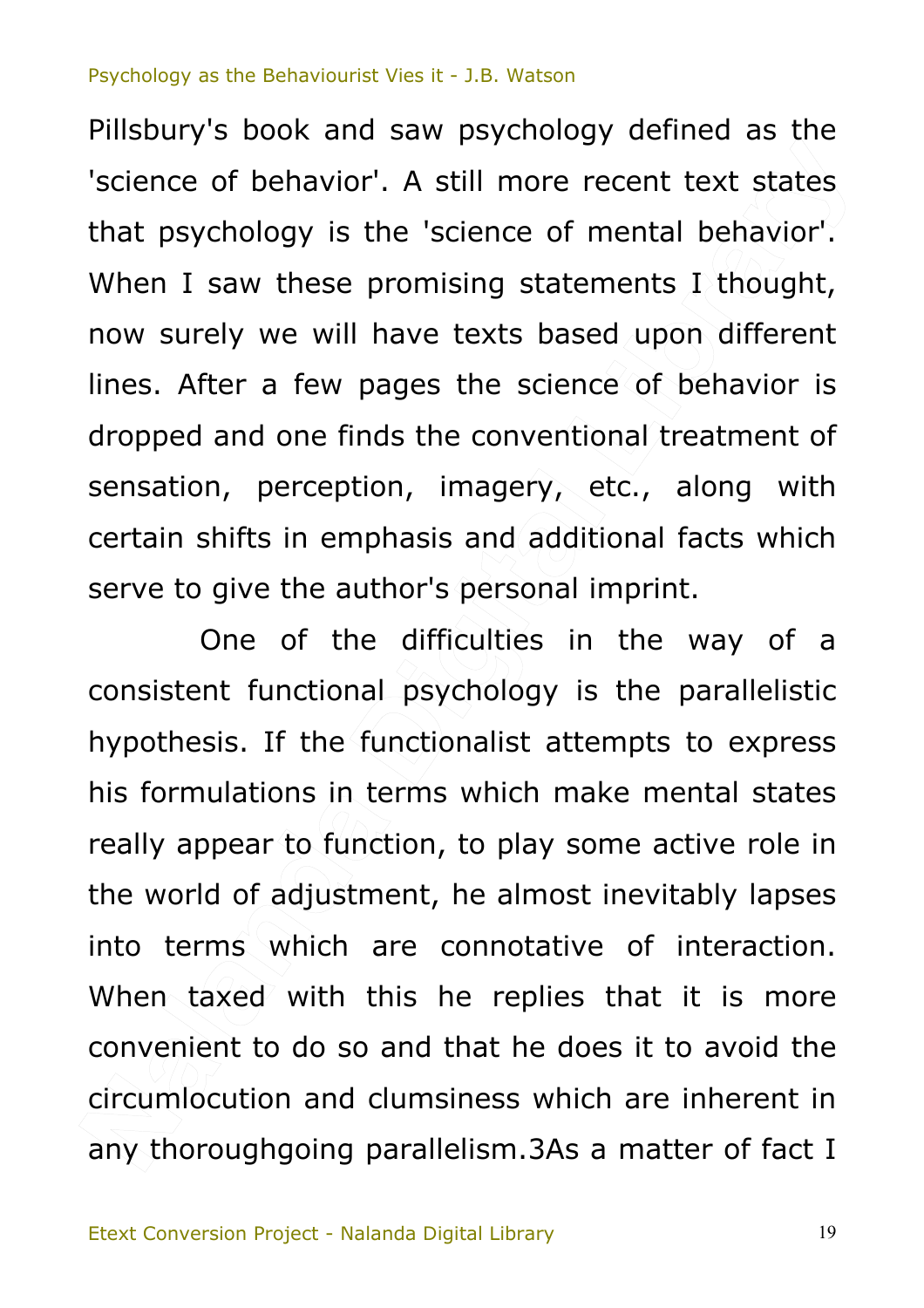Pillsbury's book and saw psychology defined as the 'science of behavior'. A still more recent text states that psychology is the 'science of mental behavior'. When I saw these promising statements I thought, now surely we will have texts based upon different lines. After a few pages the science of behavior is dropped and one finds the conventional treatment of sensation, perception, imagery, etc., along with certain shifts in emphasis and additional facts which serve to give the author's personal imprint.

One of the difficulties in the way of a consistent functional psychology is the parallelistic hypothesis. If the functionalist attempts to express his formulations in terms which make mental states really appear to function, to play some active role in the world of adjustment, he almost inevitably lapses into terms which are connotative of interaction. When taxed with this he replies that it is more convenient to do so and that he does it to avoid the circumlocution and clumsiness which are inherent in any thoroughgoing parallelism.3As a matter of fact I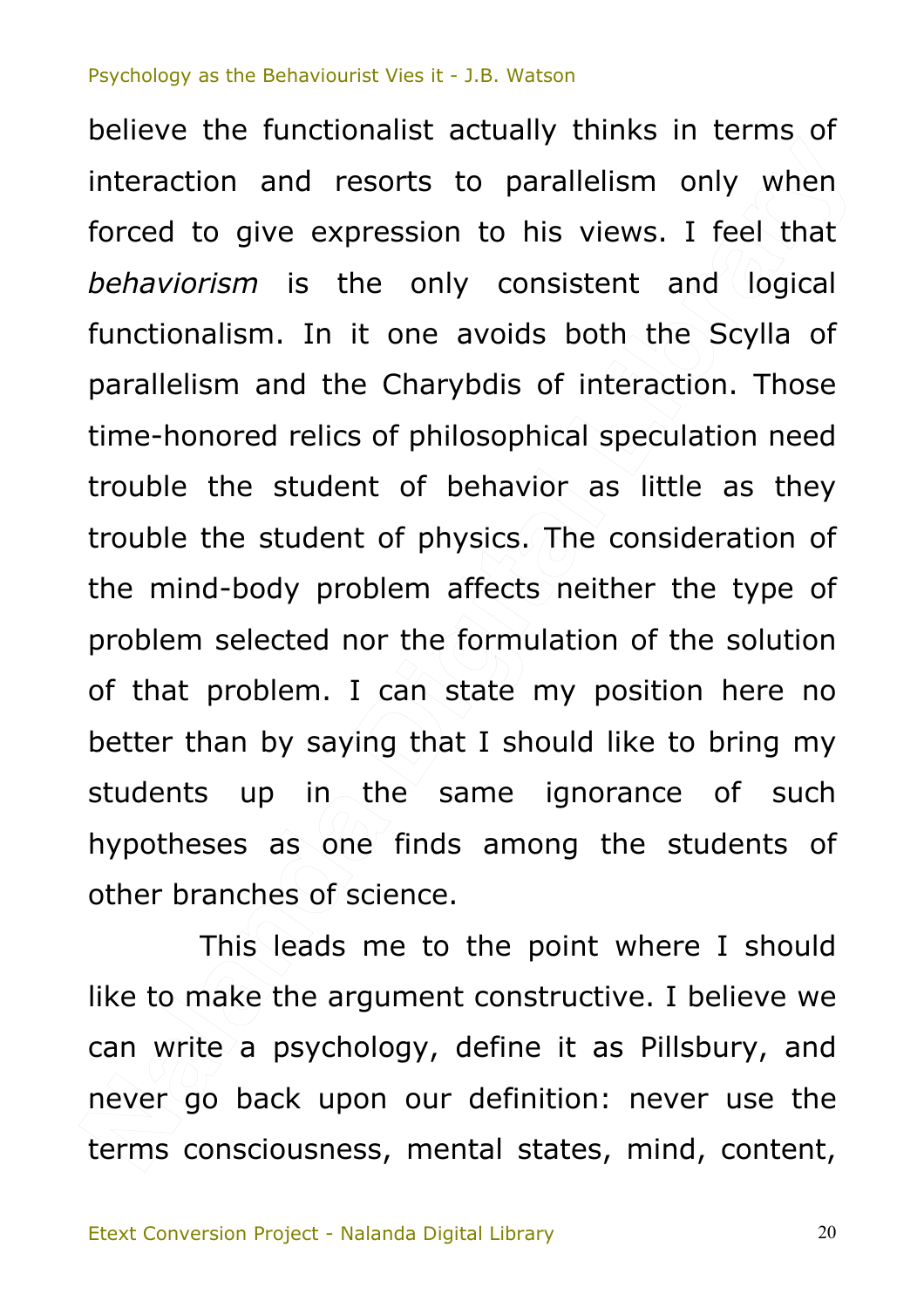believe the functionalist actually thinks in terms of interaction and resorts to parallelism only when forced to give expression to his views. I feel that *behaviorism* is the only consistent and logical functionalism. In it one avoids both the Scylla of parallelism and the Charybdis of interaction. Those time-honored relics of philosophical speculation need trouble the student of behavior as little as they trouble the student of physics. The consideration of the mind-body problem affects neither the type of problem selected nor the formulation of the solution of that problem. I can state my position here no better than by saying that I should like to bring my students up in the same ignorance of such hypotheses as one finds among the students of other branches of science.

This leads me to the point where I should like to make the argument constructive. I believe we can write a psychology, define it as Pillsbury, and never go back upon our definition: never use the terms consciousness, mental states, mind, content,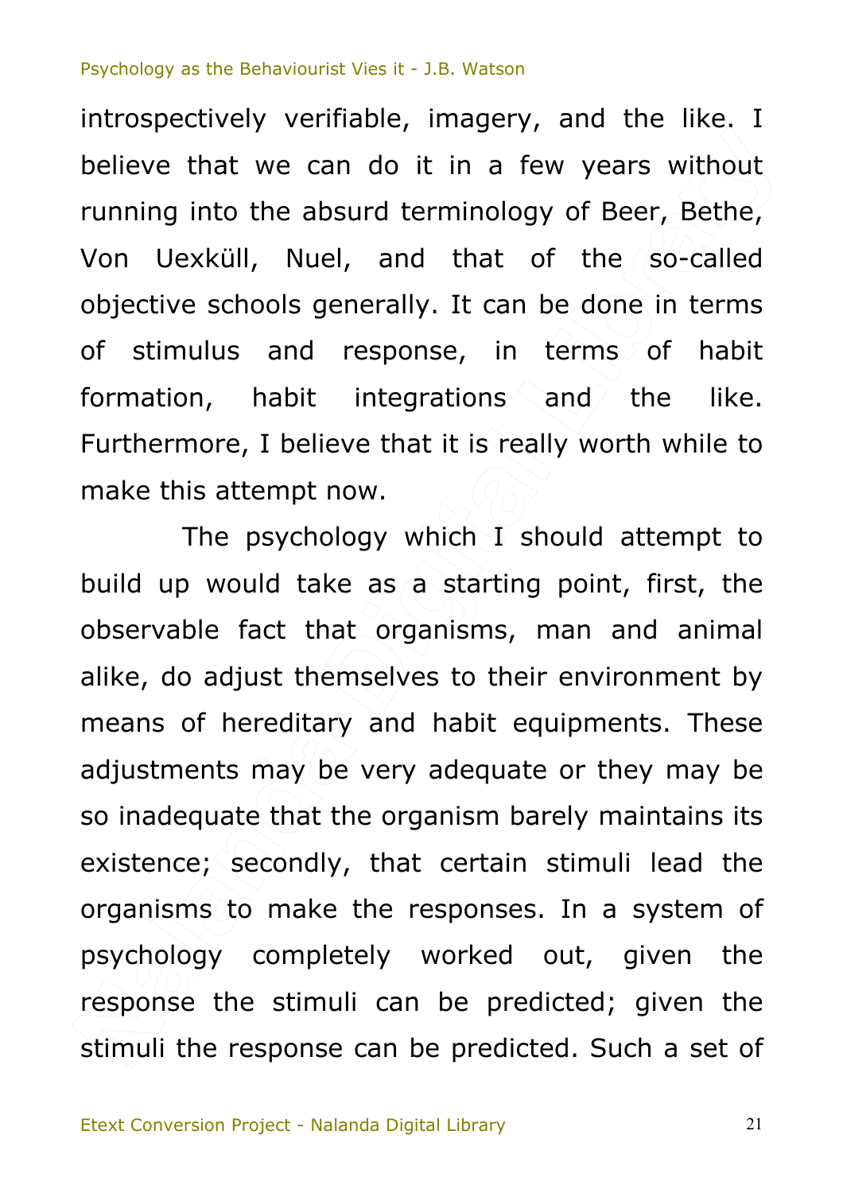introspectively verifiable, imagery, and the like. I believe that we can do it in a few years without running into the absurd terminology of Beer, Bethe, Von Uexküll, Nuel, and that of the so-called objective schools generally. It can be done in terms of stimulus and response, in terms of habit formation, habit integrations and the like. Furthermore, I believe that it is really worth while to make this attempt now.

The psychology which I should attempt to build up would take as a starting point, first, the observable fact that organisms, man and animal alike, do adjust themselves to their environment by means of hereditary and habit equipments. These adjustments may be very adequate or they may be so inadequate that the organism barely maintains its existence; secondly, that certain stimuli lead the organisms to make the responses. In a system of psychology completely worked out, given the response the stimuli can be predicted; given the stimuli the response can be predicted. Such a set of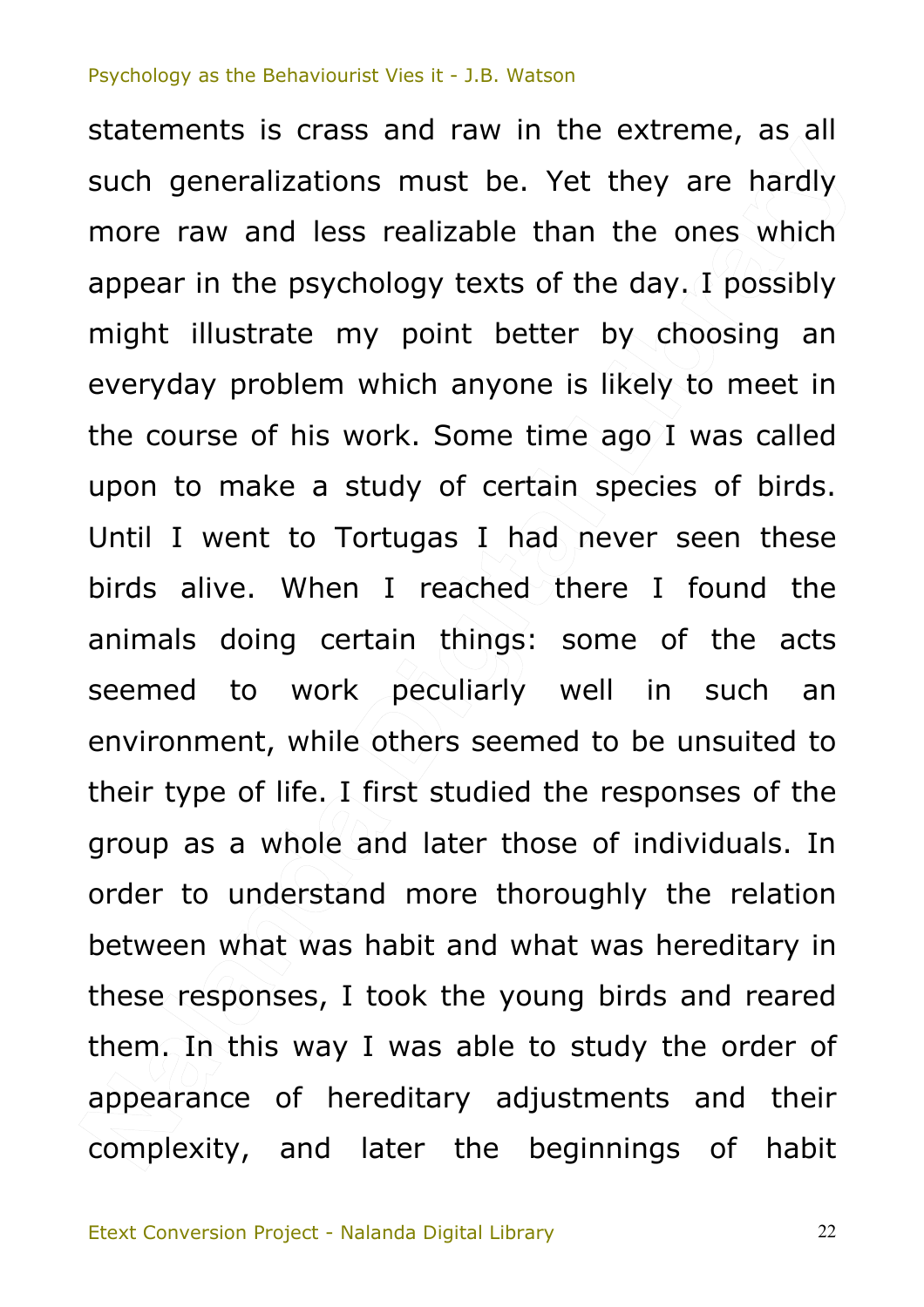statements is crass and raw in the extreme, as all such generalizations must be. Yet they are hardly more raw and less realizable than the ones which appear in the psychology texts of the day. I possibly might illustrate my point better by choosing an everyday problem which anyone is likely to meet in the course of his work. Some time ago I was called upon to make a study of certain species of birds. Until I went to Tortugas I had never seen these birds alive. When I reached there I found the animals doing certain things: some of the acts seemed to work peculiarly well in such an environment, while others seemed to be unsuited to their type of life. I first studied the responses of the group as a whole and later those of individuals. In order to understand more thoroughly the relation between what was habit and what was hereditary in these responses, I took the young birds and reared them. In this way I was able to study the order of appearance of hereditary adjustments and their complexity, and later the beginnings of habit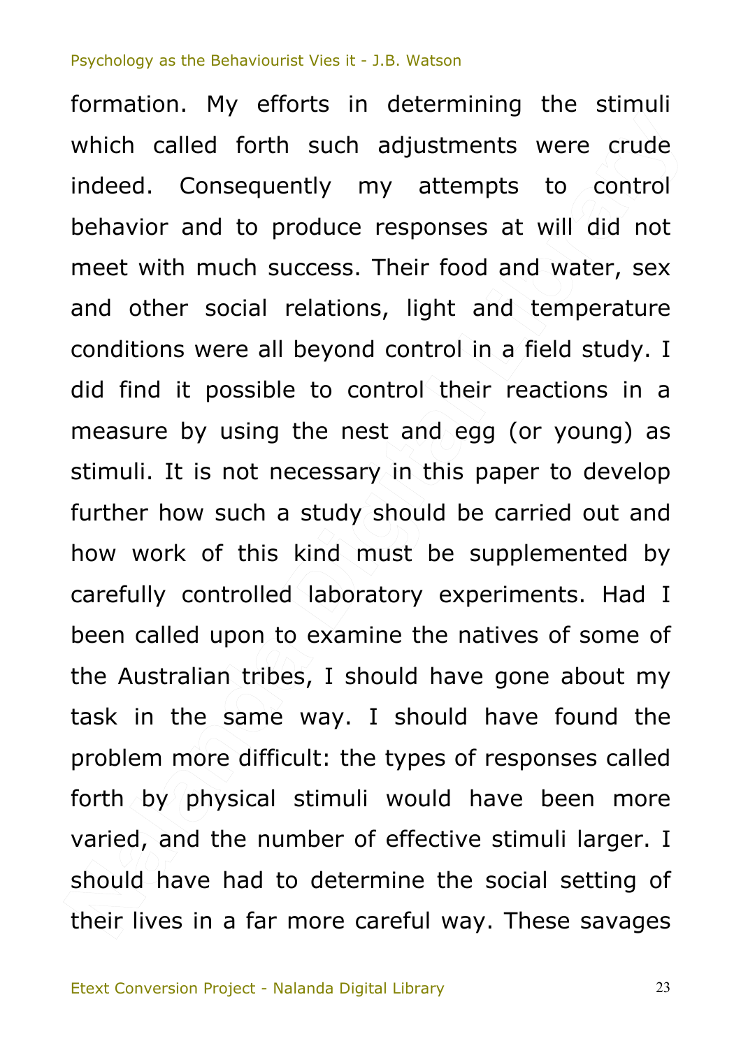formation. My efforts in determining the stimuli which called forth such adjustments were crude indeed. Consequently my attempts to control behavior and to produce responses at will did not meet with much success. Their food and water, sex and other social relations, light and temperature conditions were all beyond control in a field study. I did find it possible to control their reactions in a measure by using the nest and egg (or young) as stimuli. It is not necessary in this paper to develop further how such a study should be carried out and how work of this kind must be supplemented by carefully controlled laboratory experiments. Had I been called upon to examine the natives of some of the Australian tribes, I should have gone about my task in the same way. I should have found the problem more difficult: the types of responses called forth by physical stimuli would have been more varied, and the number of effective stimuli larger. I should have had to determine the social setting of their lives in a far more careful way. These savages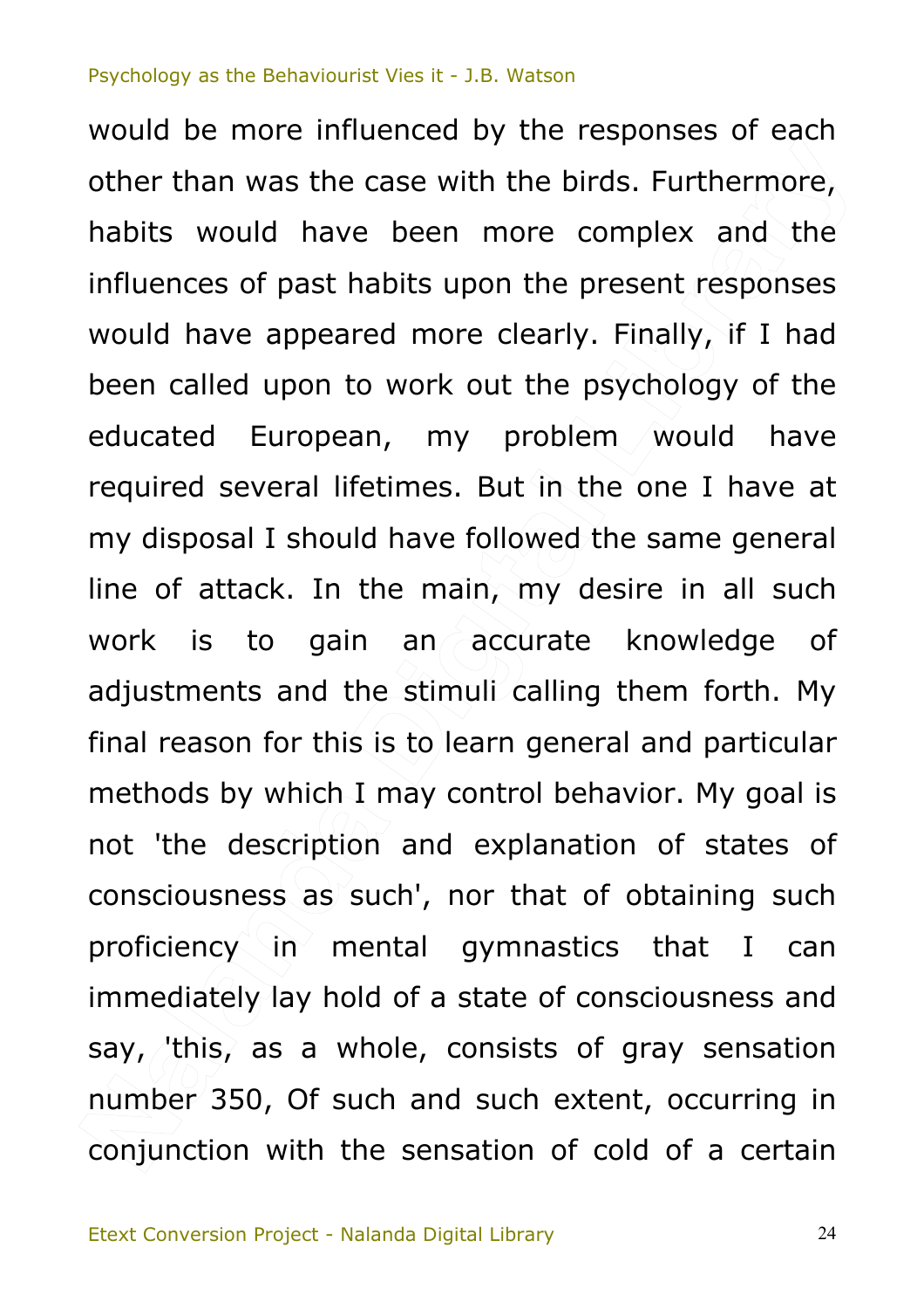would be more influenced by the responses of each other than was the case with the birds. Furthermore, habits would have been more complex and the influences of past habits upon the present responses would have appeared more clearly. Finally, if I had been called upon to work out the psychology of the educated European, my problem would have required several lifetimes. But in the one I have at my disposal I should have followed the same general line of attack. In the main, my desire in all such work is to gain an accurate knowledge of adjustments and the stimuli calling them forth. My final reason for this is to learn general and particular methods by which I may control behavior. My goal is not 'the description and explanation of states of consciousness as such', nor that of obtaining such proficiency in mental gymnastics that I can immediately lay hold of a state of consciousness and say, 'this, as a whole, consists of gray sensation number 350, Of such and such extent, occurring in conjunction with the sensation of cold of a certain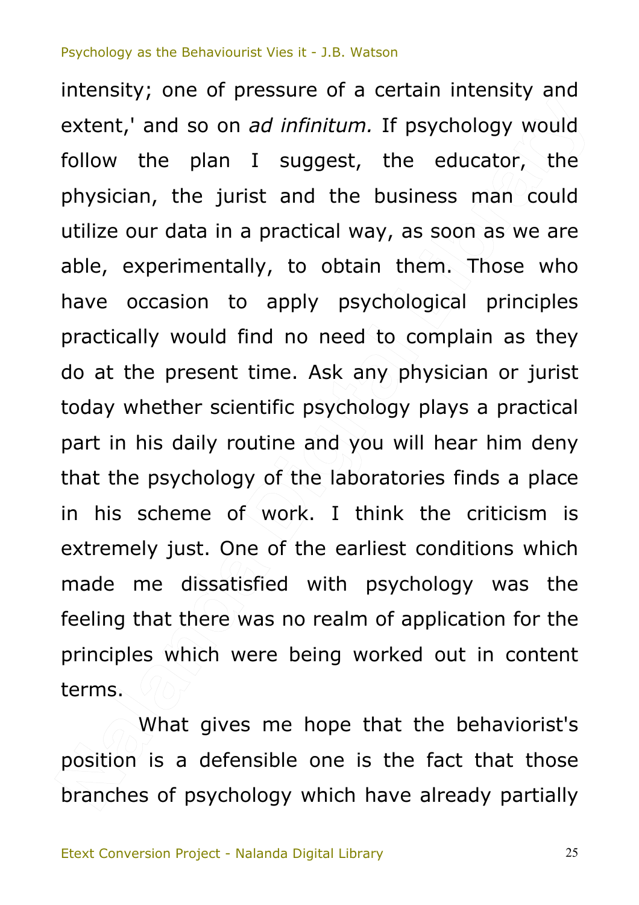intensity; one of pressure of a certain intensity and extent,' and so on *ad infinitum.* If psychology would follow the plan I suggest, the educator, the physician, the jurist and the business man could utilize our data in a practical way, as soon as we are able, experimentally, to obtain them. Those who have occasion to apply psychological principles practically would find no need to complain as they do at the present time. Ask any physician or jurist today whether scientific psychology plays a practical part in his daily routine and you will hear him deny that the psychology of the laboratories finds a place in his scheme of work. I think the criticism is extremely just. One of the earliest conditions which made me dissatisfied with psychology was the feeling that there was no realm of application for the principles which were being worked out in content terms.

What gives me hope that the behaviorist's position is a defensible one is the fact that those branches of psychology which have already partially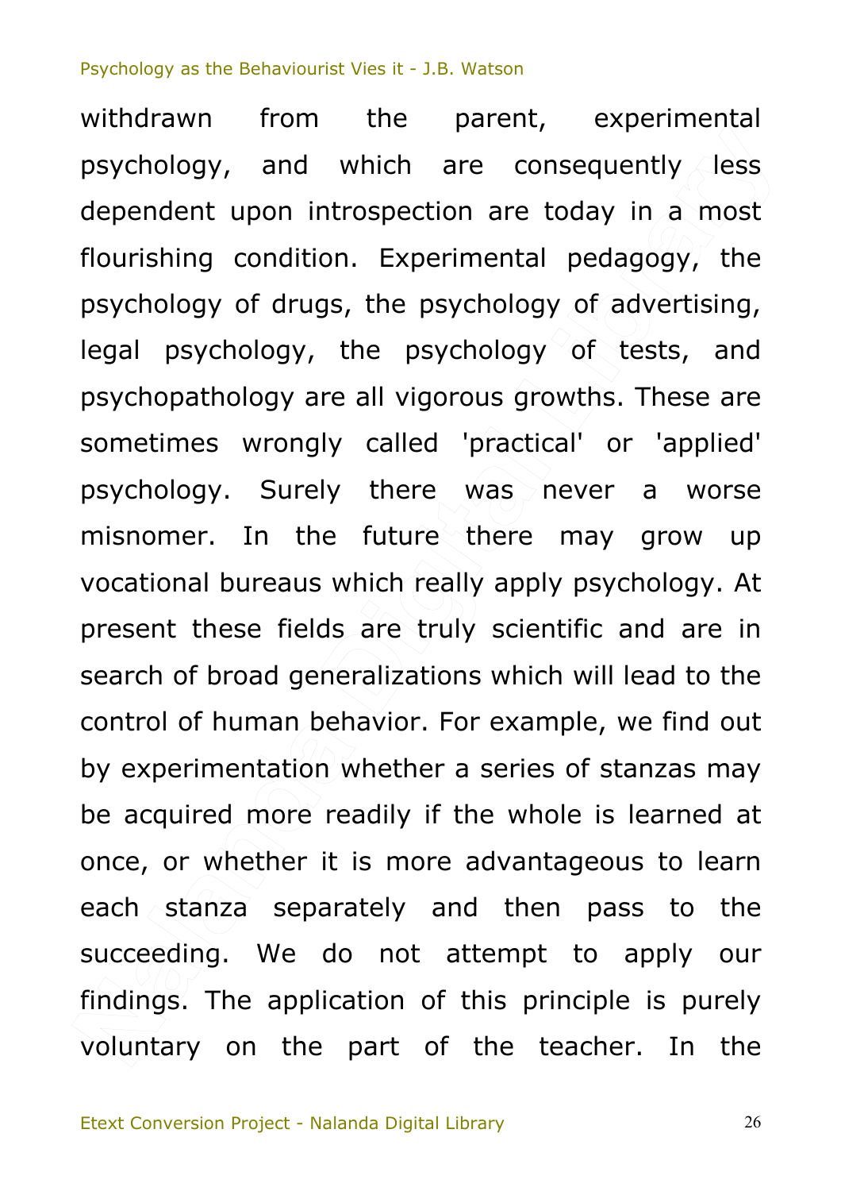withdrawn from the parent, experimental psychology, and which are consequently less dependent upon introspection are today in a most flourishing condition. Experimental pedagogy, the psychology of drugs, the psychology of advertising, legal psychology, the psychology of tests, and psychopathology are all vigorous growths. These are sometimes wrongly called 'practical' or 'applied' psychology. Surely there was never a worse misnomer. In the future there may grow up vocational bureaus which really apply psychology. At present these fields are truly scientific and are in search of broad generalizations which will lead to the control of human behavior. For example, we find out by experimentation whether a series of stanzas may be acquired more readily if the whole is learned at once, or whether it is more advantageous to learn each stanza separately and then pass to the succeeding. We do not attempt to apply our findings. The application of this principle is purely voluntary on the part of the teacher. In the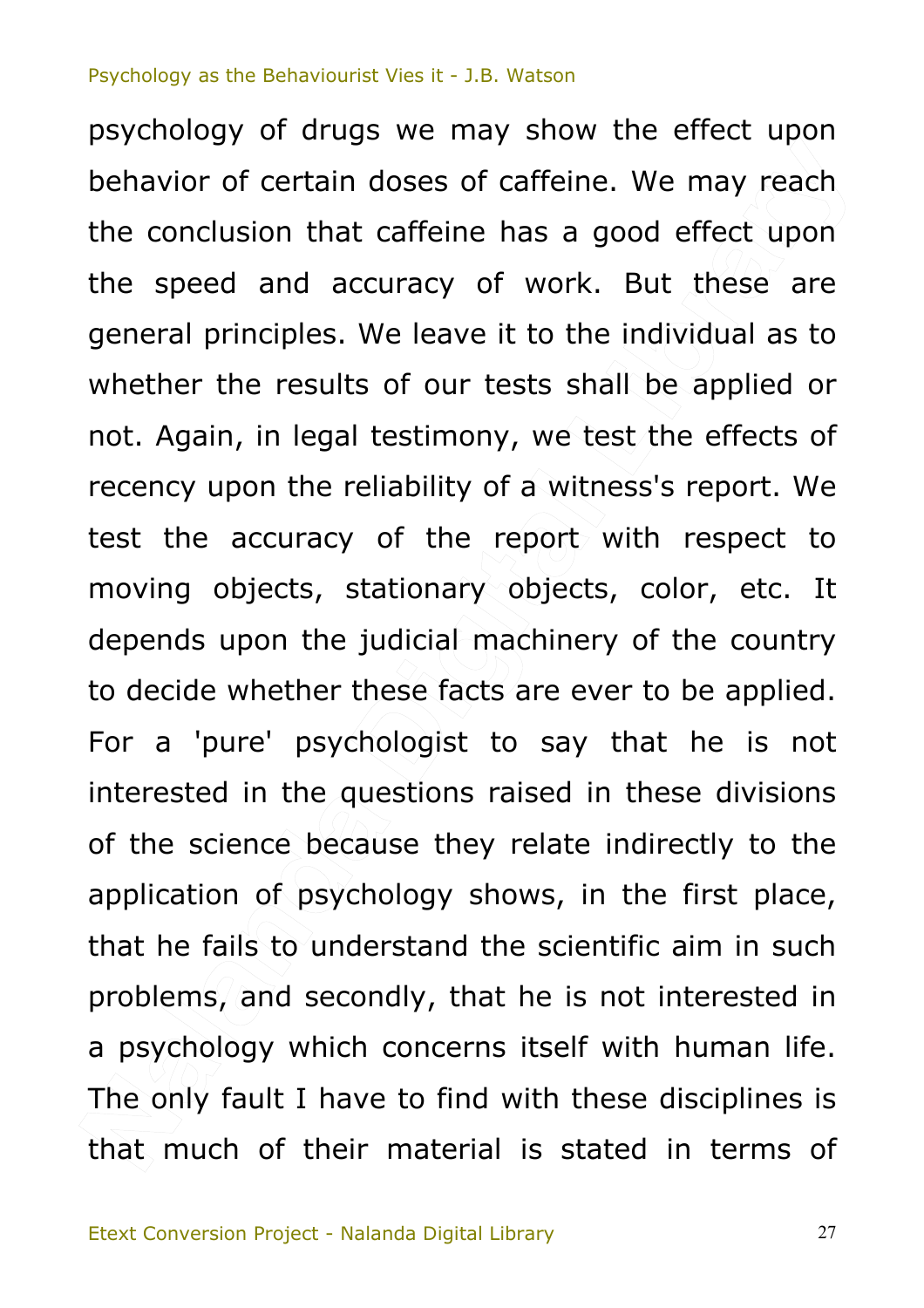psychology of drugs we may show the effect upon behavior of certain doses of caffeine. We may reach the conclusion that caffeine has a good effect upon the speed and accuracy of work. But these are general principles. We leave it to the individual as to whether the results of our tests shall be applied or not. Again, in legal testimony, we test the effects of recency upon the reliability of a witness's report. We test the accuracy of the report with respect to moving objects, stationary objects, color, etc. It depends upon the judicial machinery of the country to decide whether these facts are ever to be applied. For a 'pure' psychologist to say that he is not interested in the questions raised in these divisions of the science because they relate indirectly to the application of psychology shows, in the first place, that he fails to understand the scientific aim in such problems, and secondly, that he is not interested in a psychology which concerns itself with human life. The only fault I have to find with these disciplines is that much of their material is stated in terms of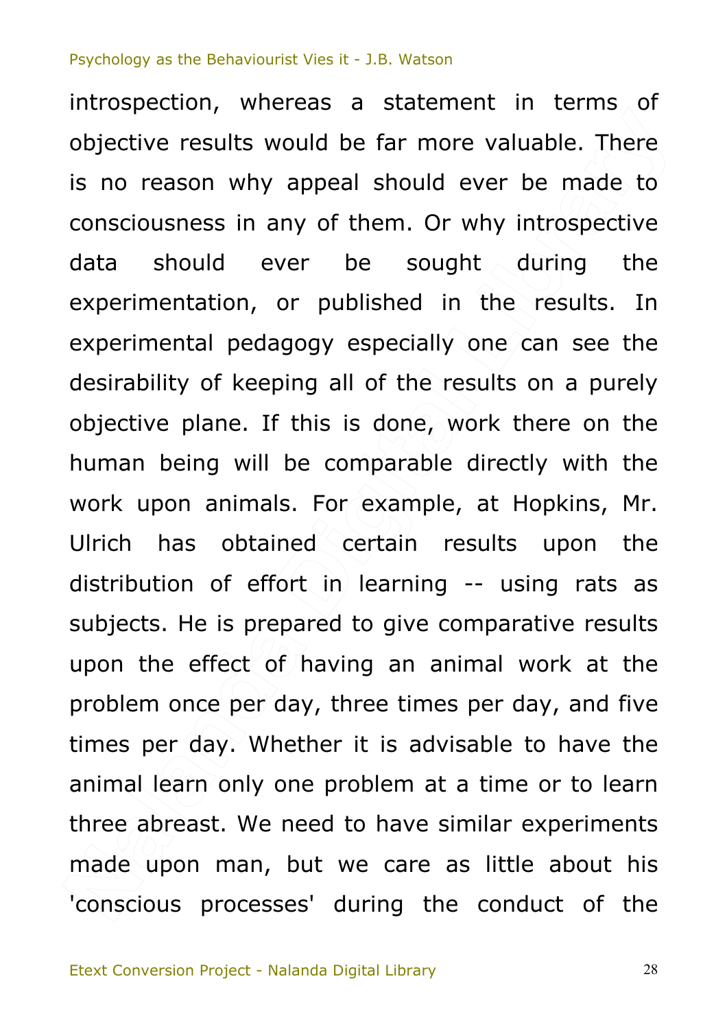introspection, whereas a statement in terms of objective results would be far more valuable. There is no reason why appeal should ever be made to consciousness in any of them. Or why introspective data should ever be sought during the experimentation, or published in the results. In experimental pedagogy especially one can see the desirability of keeping all of the results on a purely objective plane. If this is done, work there on the human being will be comparable directly with the work upon animals. For example, at Hopkins, Mr. Ulrich has obtained certain results upon the distribution of effort in learning -- using rats as subjects. He is prepared to give comparative results upon the effect of having an animal work at the problem once per day, three times per day, and five times per day. Whether it is advisable to have the animal learn only one problem at a time or to learn three abreast. We need to have similar experiments made upon man, but we care as little about his 'conscious processes' during the conduct of the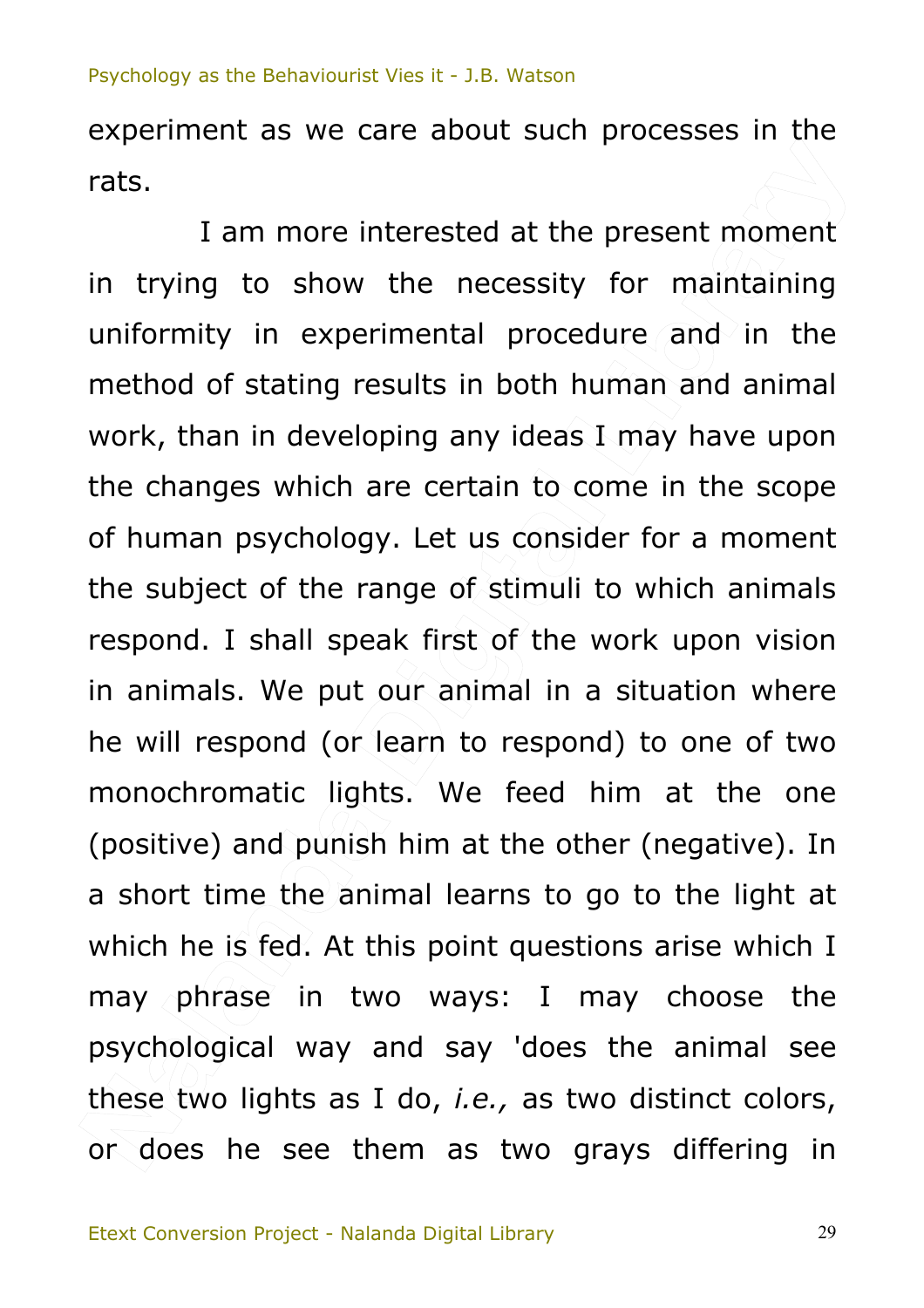experiment as we care about such processes in the rats.

I am more interested at the present moment in trying to show the necessity for maintaining uniformity in experimental procedure and in the method of stating results in both human and animal work, than in developing any ideas I may have upon the changes which are certain to come in the scope of human psychology. Let us consider for a moment the subject of the range of stimuli to which animals respond. I shall speak first of the work upon vision in animals. We put our animal in a situation where he will respond (or learn to respond) to one of two monochromatic lights. We feed him at the one (positive) and punish him at the other (negative). In a short time the animal learns to go to the light at which he is fed. At this point questions arise which I may phrase in two ways: I may choose the psychological way and say 'does the animal see these two lights as I do, *i.e.,* as two distinct colors, or does he see them as two grays differing in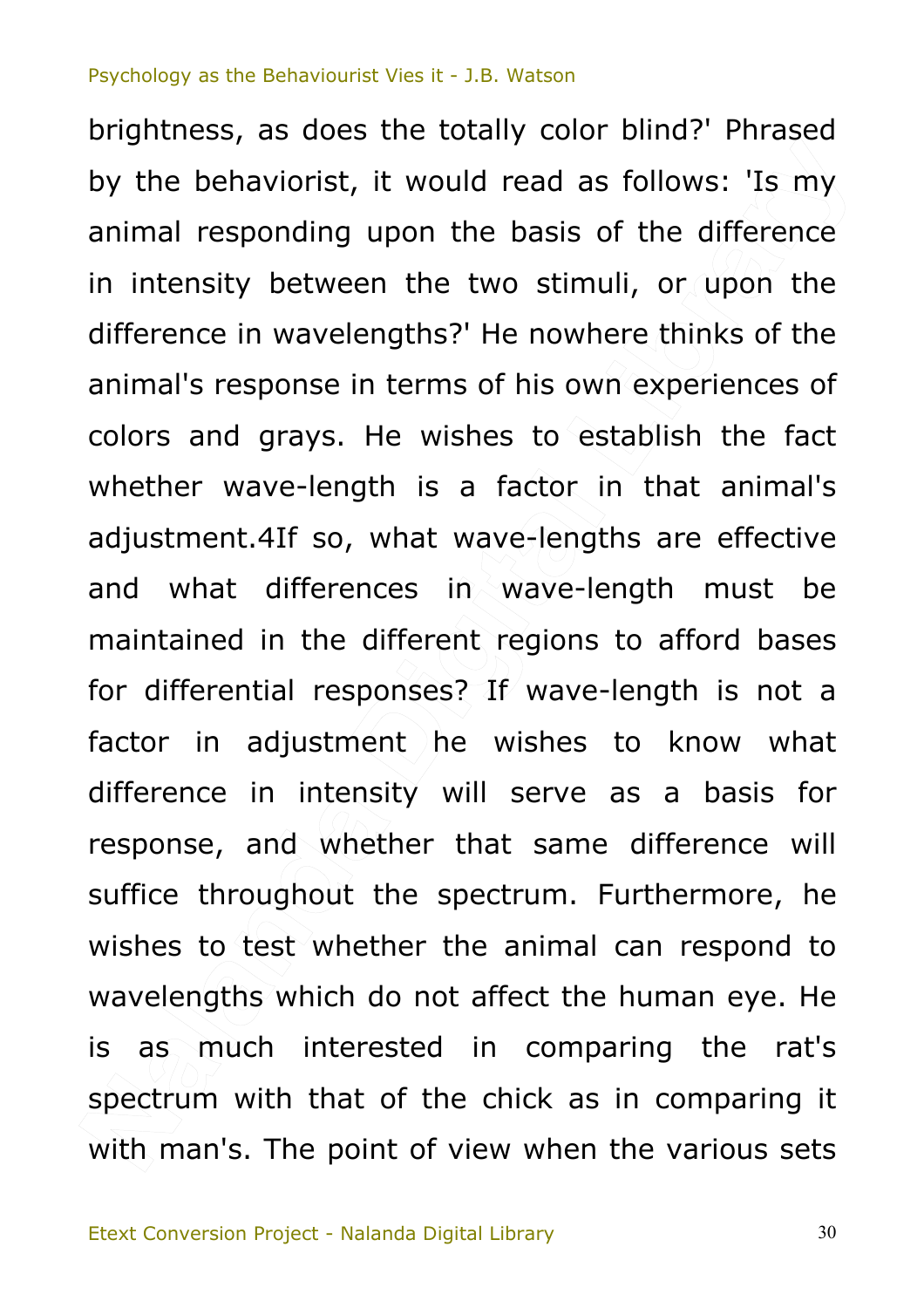brightness, as does the totally color blind?' Phrased by the behaviorist, it would read as follows: 'Is my animal responding upon the basis of the difference in intensity between the two stimuli, or upon the difference in wavelengths?' He nowhere thinks of the animal's response in terms of his own experiences of colors and grays. He wishes to establish the fact whether wave-length is a factor in that animal's adjustment.[4] If so, what wave-lengths are effective and what differences in wave-length must be maintained in the different regions to afford bases for differential responses? If wave-length is not a factor in adjustment he wishes to know what difference in intensity will serve as a basis for response, and whether that same difference will suffice throughout the spectrum. Furthermore, he wishes to test whether the animal can respond to wavelengths which do not affect the human eye. He is as much interested in comparing the rat's spectrum with that of the chick as in comparing it with man's. The point of view when the various sets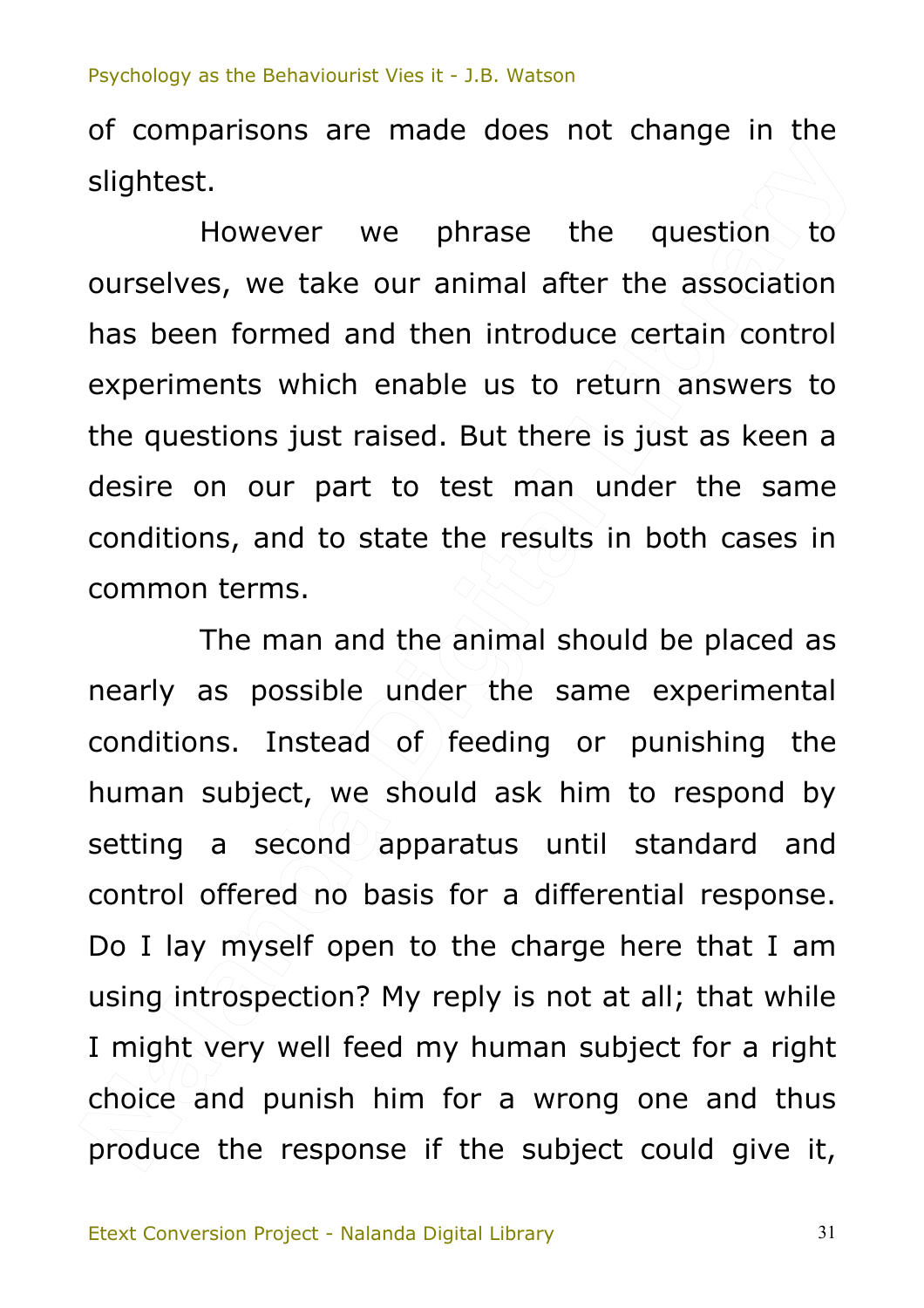of comparisons are made does not change in the slightest.

However we phrase the question to ourselves, we take our animal after the association has been formed and then introduce certain control experiments which enable us to return answers to the questions just raised. But there is just as keen a desire on our part to test man under the same conditions, and to state the results in both cases in common terms.

The man and the animal should be placed as nearly as possible under the same experimental conditions. Instead of feeding or punishing the human subject, we should ask him to respond by setting a second apparatus until standard and control offered no basis for a differential response. Do I lay myself open to the charge here that I am using introspection? My reply is not at all; that while I might very well feed my human subject for a right choice and punish him for a wrong one and thus produce the response if the subject could give it,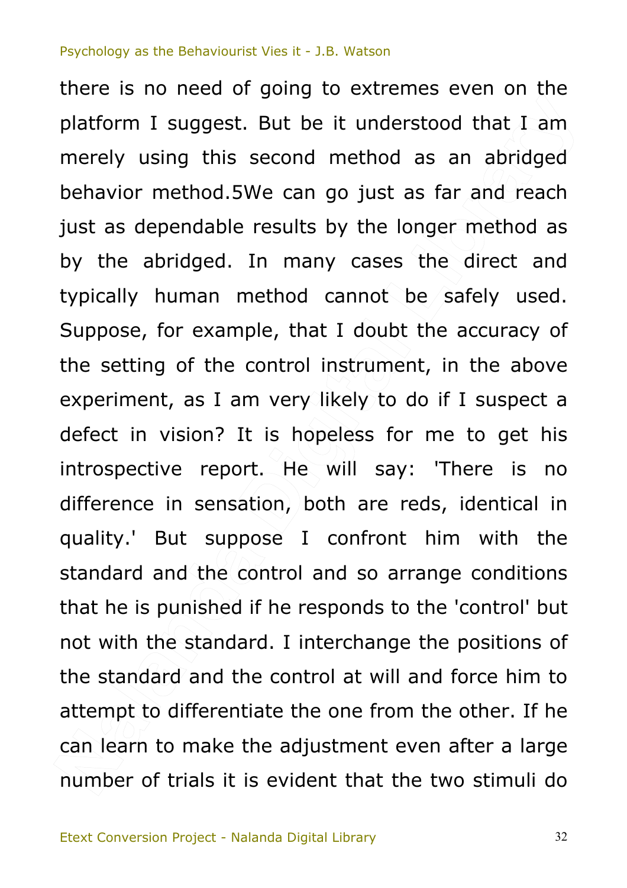there is no need of going to extremes even on the platform I suggest. But be it understood that I am merely using this second method as an abridged behavior method.[5] We can go just as far and reach just as dependable results by the longer method as by the abridged. In many cases the direct and typically human method cannot be safely used. Suppose, for example, that I doubt the accuracy of the setting of the control instrument, in the above experiment, as I am very likely to do if I suspect a defect in vision? It is hopeless for me to get his introspective report. He will say: 'There is no difference in sensation, both are reds, identical in quality.' But suppose I confront him with the standard and the control and so arrange conditions that he is punished if he responds to the 'control' but not with the standard. I interchange the positions of the standard and the control at will and force him to attempt to differentiate the one from the other. If he can learn to make the adjustment even after a large number of trials it is evident that the two stimuli do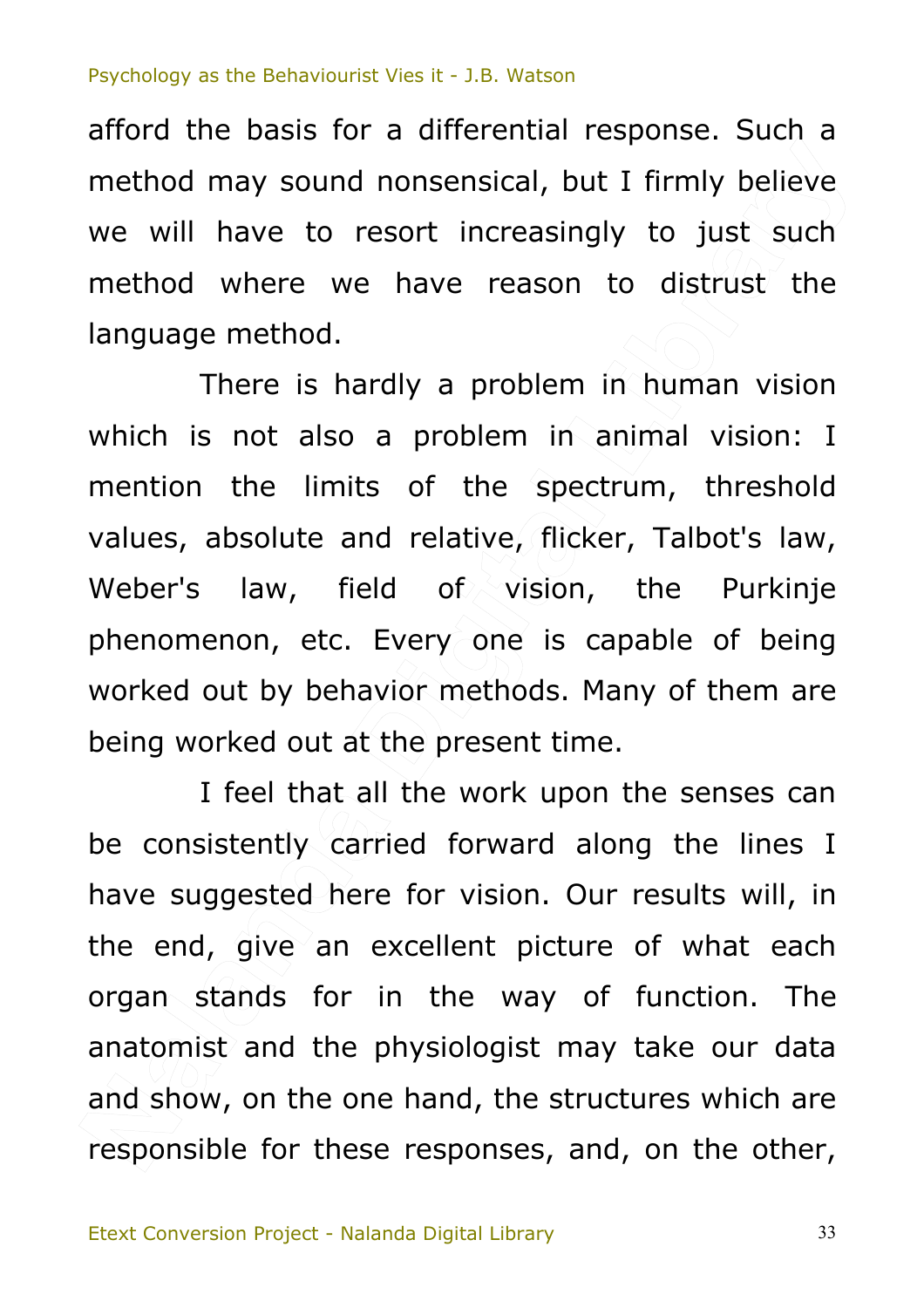afford the basis for a differential response. Such a method may sound nonsensical, but I firmly believe we will have to resort increasingly to just such method where we have reason to distrust the language method.

There is hardly a problem in human vision which is not also a problem in animal vision: I mention the limits of the spectrum, threshold values, absolute and relative, flicker, Talbot's law, Weber's law, field of vision, the Purkinje phenomenon, etc. Every one is capable of being worked out by behavior methods. Many of them are being worked out at the present time.

I feel that all the work upon the senses can be consistently carried forward along the lines I have suggested here for vision. Our results will, in the end, give an excellent picture of what each organ stands for in the way of function. The anatomist and the physiologist may take our data and show, on the one hand, the structures which are responsible for these responses, and, on the other,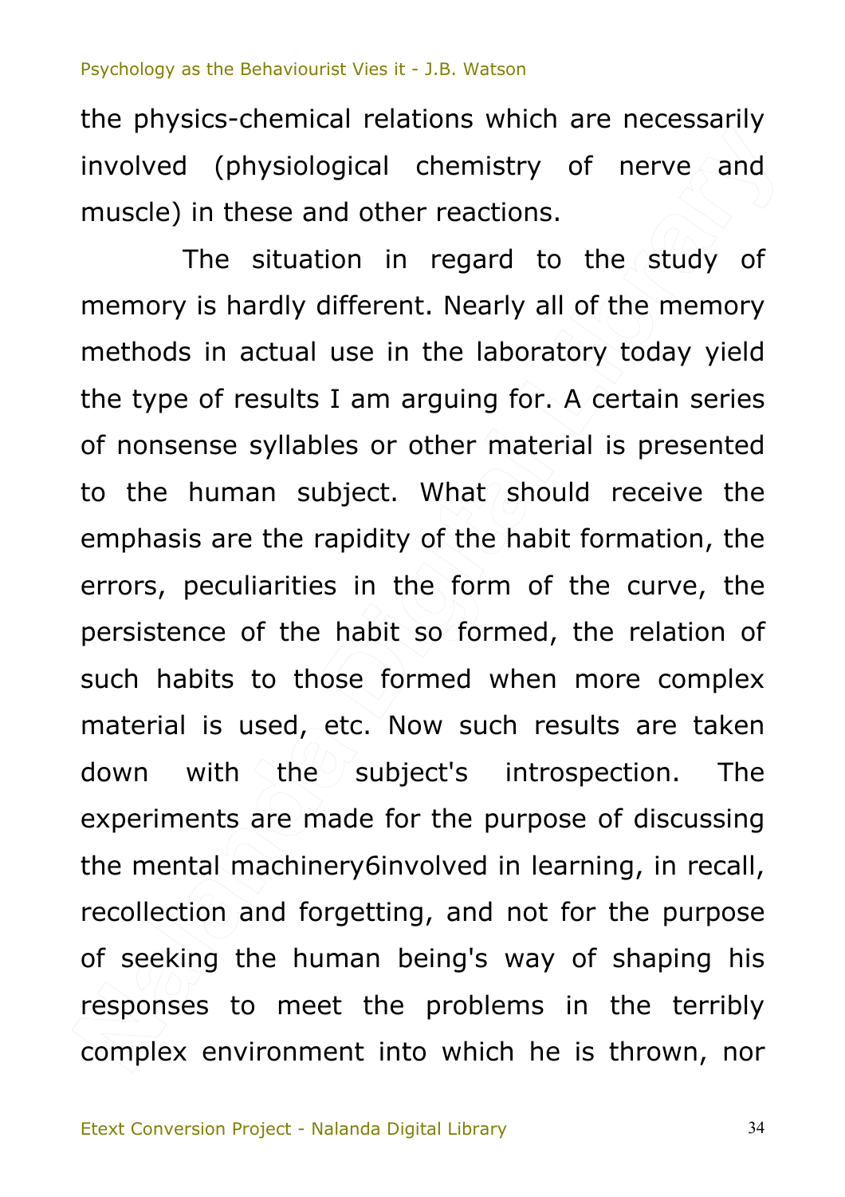the physics-chemical relations which are necessarily involved (physiological chemistry of nerve and muscle) in these and other reactions.

The situation in regard to the study of memory is hardly different. Nearly all of the memory methods in actual use in the laboratory today yield the type of results I am arguing for. A certain series of nonsense syllables or other material is presented to the human subject. What should receive the emphasis are the rapidity of the habit formation, the errors, peculiarities in the form of the curve, the persistence of the habit so formed, the relation of such habits to those formed when more complex material is used, etc. Now such results are taken down with the subject's introspection. The experiments are made for the purpose of discussing the mental machinery[6] involved in learning, in recall, recollection and forgetting, and not for the purpose of seeking the human being's way of shaping his responses to meet the problems in the terribly complex environment into which he is thrown, nor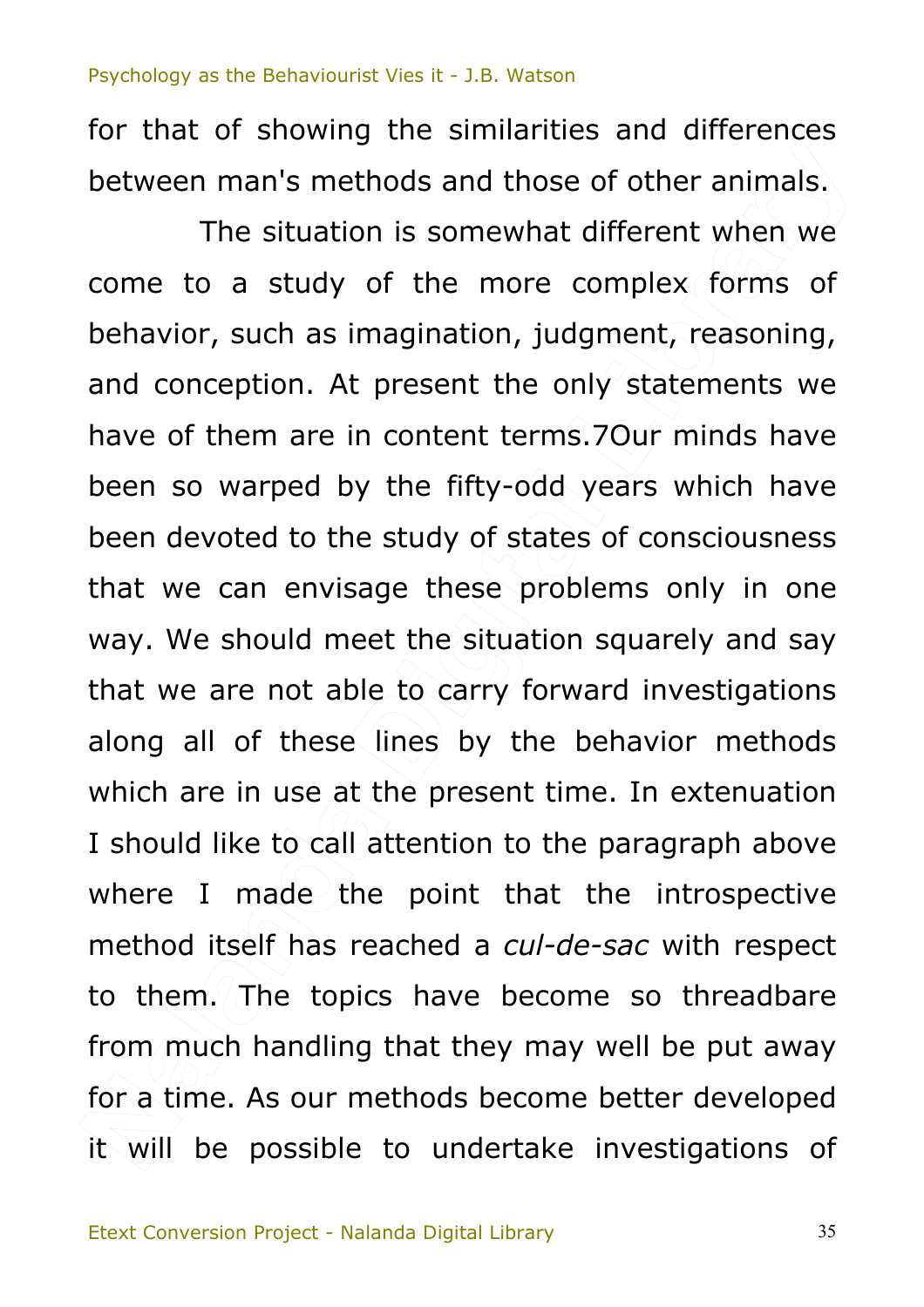for that of showing the similarities and differences between man's methods and those of other animals.

The situation is somewhat different when we come to a study of the more complex forms of behavior, such as imagination, judgment, reasoning, and conception. At present the only statements we have of them are in content terms.7Our minds have been so warped by the fifty-odd years which have been devoted to the study of states of consciousness that we can envisage these problems only in one way. We should meet the situation squarely and say that we are not able to carry forward investigations along all of these lines by the behavior methods which are in use at the present time. In extenuation I should like to call attention to the paragraph above where I made the point that the introspective method itself has reached a *cul-de-sac* with respect to them. The topics have become so threadbare from much handling that they may well be put away for a time. As our methods become better developed it will be possible to undertake investigations of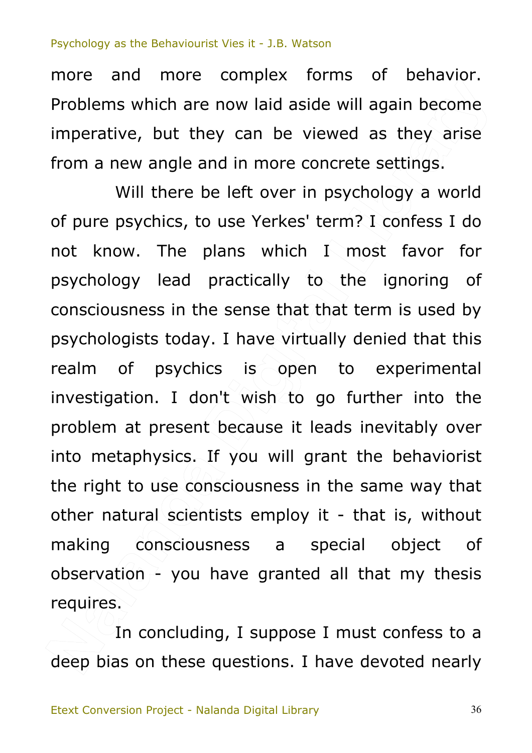more and more complex forms of behavior. Problems which are now laid aside will again become imperative, but they can be viewed as they arise from a new angle and in more concrete settings.

Will there be left over in psychology a world of pure psychics, to use Yerkes' term? I confess I do not know. The plans which I most favor for psychology lead practically to the ignoring of consciousness in the sense that that term is used by psychologists today. I have virtually denied that this realm of psychics is open to experimental investigation. I don't wish to go further into the problem at present because it leads inevitably over into metaphysics. If you will grant the behaviorist the right to use consciousness in the same way that other natural scientists employ it - that is, without making consciousness a special object of observation - you have granted all that my thesis requires.

In concluding, I suppose I must confess to a deep bias on these questions. I have devoted nearly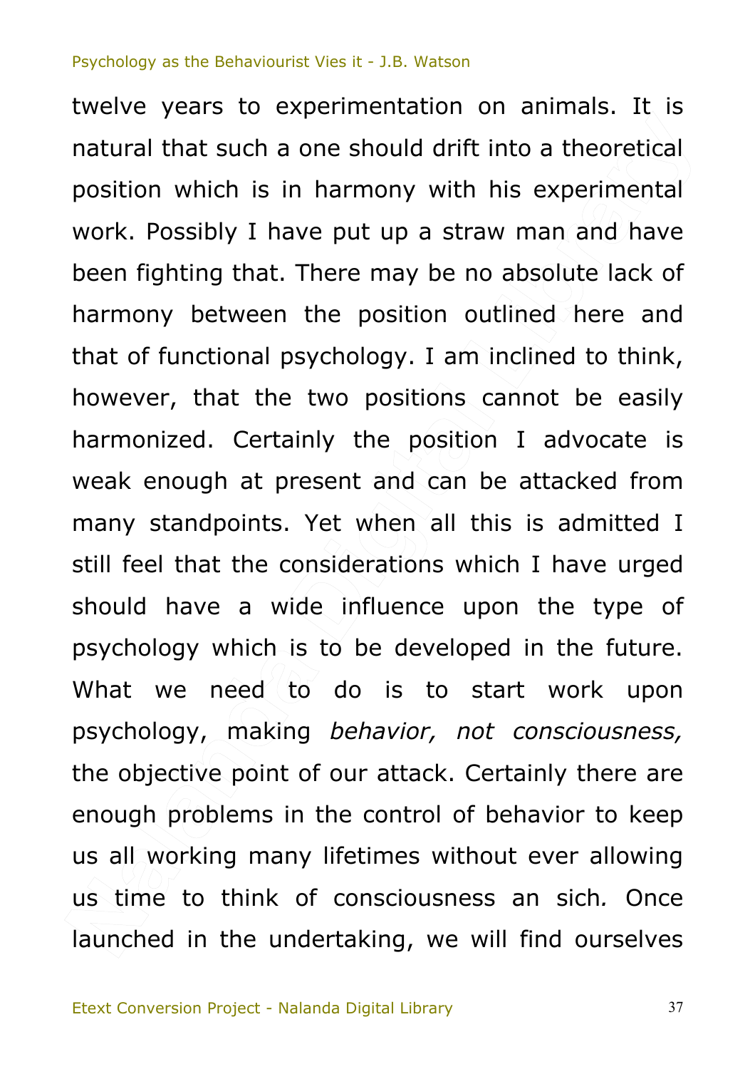twelve years to experimentation on animals. It is natural that such a one should drift into a theoretical position which is in harmony with his experimental work. Possibly I have put up a straw man and have been fighting that. There may be no absolute lack of harmony between the position outlined here and that of functional psychology. I am inclined to think, however, that the two positions cannot be easily harmonized. Certainly the position I advocate is weak enough at present and can be attacked from many standpoints. Yet when all this is admitted I still feel that the considerations which I have urged should have a wide influence upon the type of psychology which is to be developed in the future. What we need to do is to start work upon psychology, making *behavior, not consciousness,* the objective point of our attack. Certainly there are enough problems in the control of behavior to keep us all working many lifetimes without ever allowing us time to think of consciousness an sich*.* Once launched in the undertaking, we will find ourselves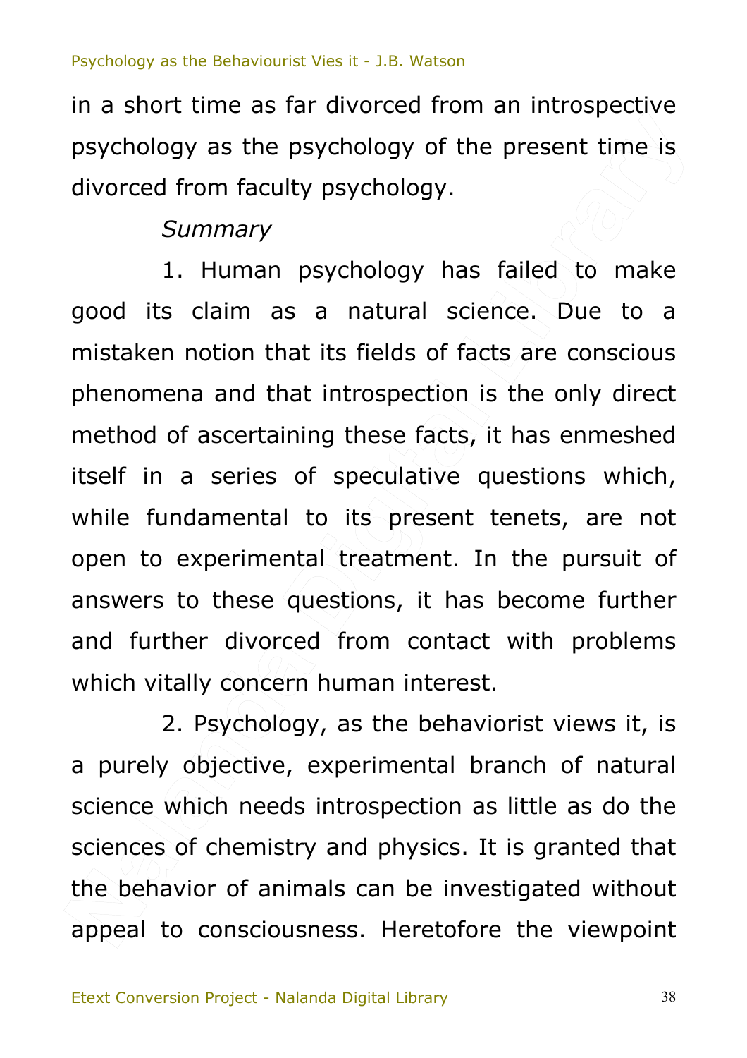in a short time as far divorced from an introspective psychology as the psychology of the present time is divorced from faculty psychology.

*Summary*

1. Human psychology has failed to make good its claim as a natural science. Due to a mistaken notion that its fields of facts are conscious phenomena and that introspection is the only direct method of ascertaining these facts, it has enmeshed itself in a series of speculative questions which, while fundamental to its present tenets, are not open to experimental treatment. In the pursuit of answers to these questions, it has become further and further divorced from contact with problems which vitally concern human interest.

2. Psychology, as the behaviorist views it, is a purely objective, experimental branch of natural science which needs introspection as little as do the sciences of chemistry and physics. It is granted that the behavior of animals can be investigated without appeal to consciousness. Heretofore the viewpoint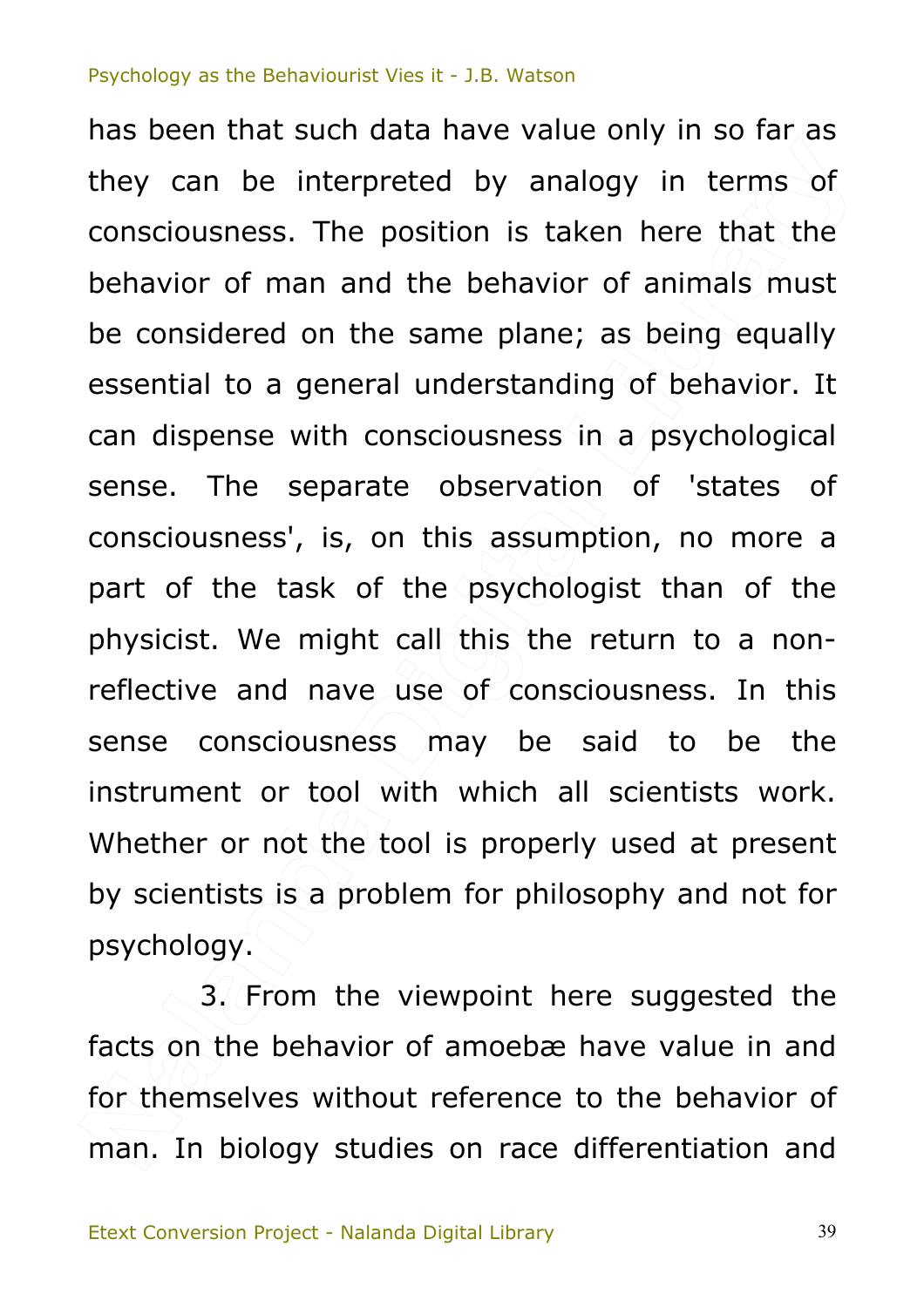has been that such data have value only in so far as they can be interpreted by analogy in terms of consciousness. The position is taken here that the behavior of man and the behavior of animals must be considered on the same plane; as being equally essential to a general understanding of behavior. It can dispense with consciousness in a psychological sense. The separate observation of 'states of consciousness', is, on this assumption, no more a part of the task of the psychologist than of the physicist. We might call this the return to a non-reflective and nave use of consciousness. In this sense consciousness may be said to be the instrument or tool with which all scientists work. Whether or not the tool is properly used at present by scientists is a problem for philosophy and not for psychology.

3. From the viewpoint here suggested the facts on the behavior of amoebæ have value in and for themselves without reference to the behavior of man. In biology studies on race differentiation and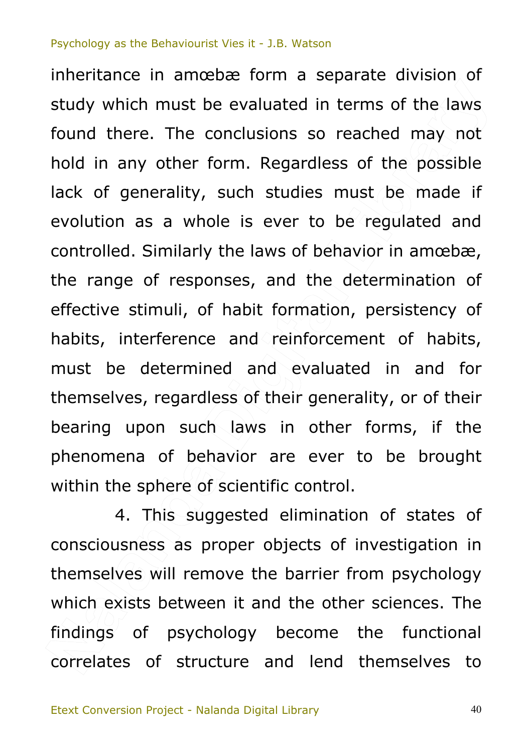inheritance in amœbæ form a separate division of study which must be evaluated in terms of the laws found there. The conclusions so reached may not hold in any other form. Regardless of the possible lack of generality, such studies must be made if evolution as a whole is ever to be regulated and controlled. Similarly the laws of behavior in amœbæ, the range of responses, and the determination of effective stimuli, of habit formation, persistency of habits, interference and reinforcement of habits, must be determined and evaluated in and for themselves, regardless of their generality, or of their bearing upon such laws in other forms, if the phenomena of behavior are ever to be brought within the sphere of scientific control.

4. This suggested elimination of states of consciousness as proper objects of investigation in themselves will remove the barrier from psychology which exists between it and the other sciences. The findings of psychology become the functional correlates of structure and lend themselves to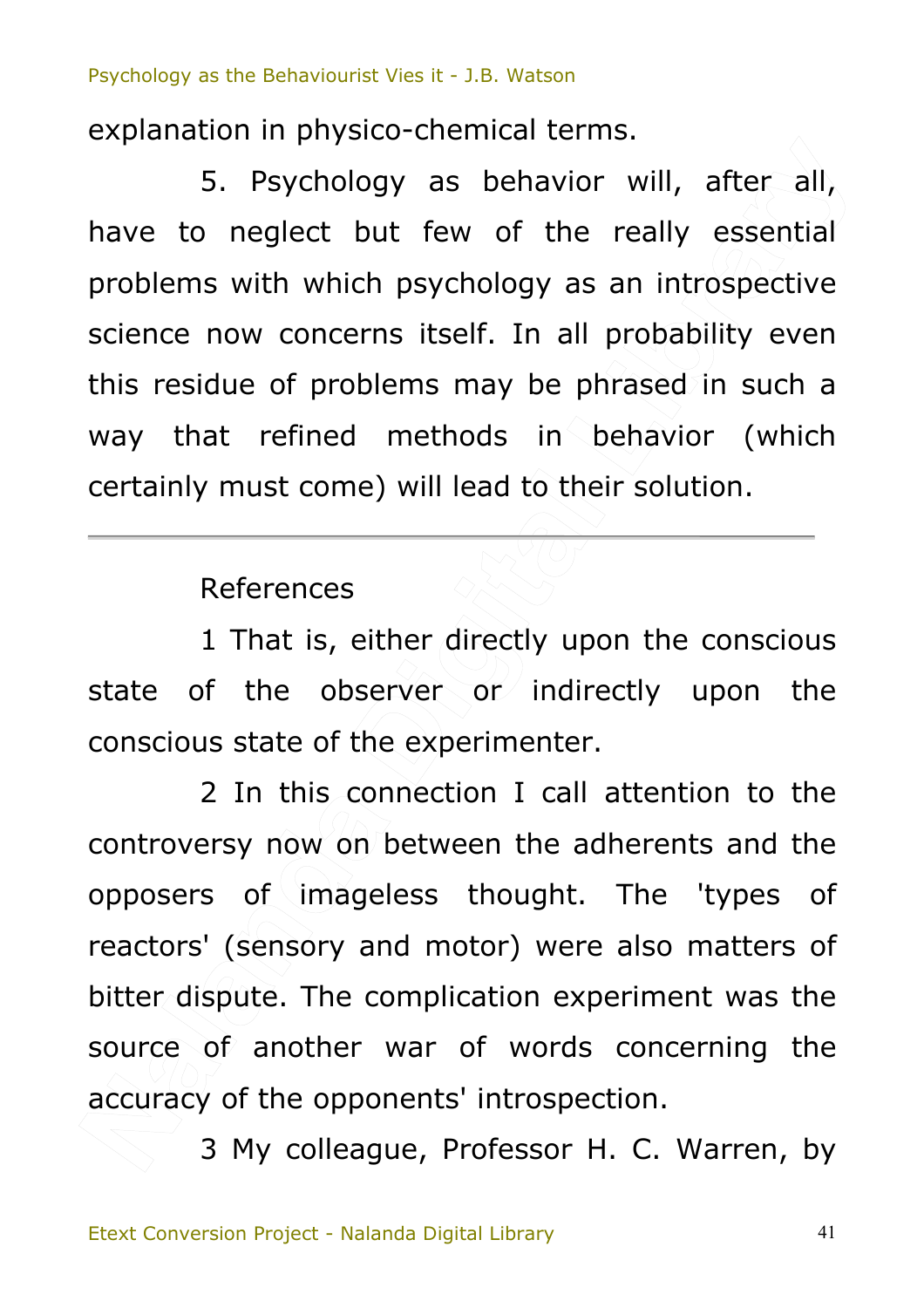explanation in physico-chemical terms.

5. Psychology as behavior will, after all, have to neglect but few of the really essential problems with which psychology as an introspective science now concerns itself. In all probability even this residue of problems may be phrased in such a way that refined methods in behavior (which certainly must come) will lead to their solution.

---

References

1 That is, either directly upon the conscious state of the observer or indirectly upon the conscious state of the experimenter.

2 In this connection I call attention to the controversy now on between the adherents and the opposers of imageless thought. The 'types of reactors' (sensory and motor) were also matters of bitter dispute. The complication experiment was the source of another war of words concerning the accuracy of the opponents' introspection.

3 My colleague, Professor H. C. Warren, by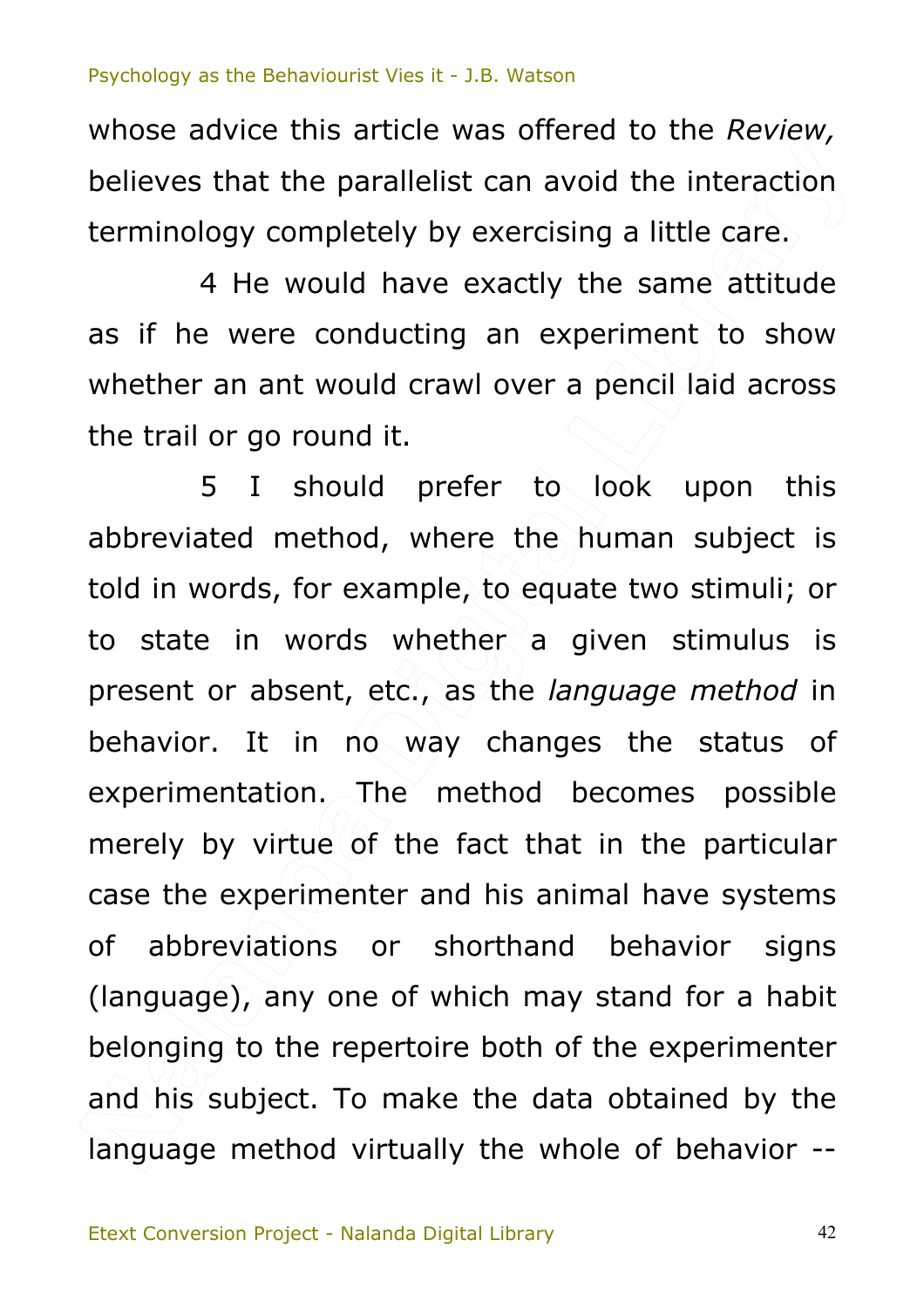whose advice this article was offered to the *Review,* believes that the parallelist can avoid the interaction terminology completely by exercising a little care.

4 He would have exactly the same attitude as if he were conducting an experiment to show whether an ant would crawl over a pencil laid across the trail or go round it.

5 I should prefer to look upon this abbreviated method, where the human subject is told in words, for example, to equate two stimuli; or to state in words whether a given stimulus is present or absent, etc., as the *language method* in behavior. It in no way changes the status of experimentation. The method becomes possible merely by virtue of the fact that in the particular case the experimenter and his animal have systems of abbreviations or shorthand behavior signs (language), any one of which may stand for a habit belonging to the repertoire both of the experimenter and his subject. To make the data obtained by the language method virtually the whole of behavior --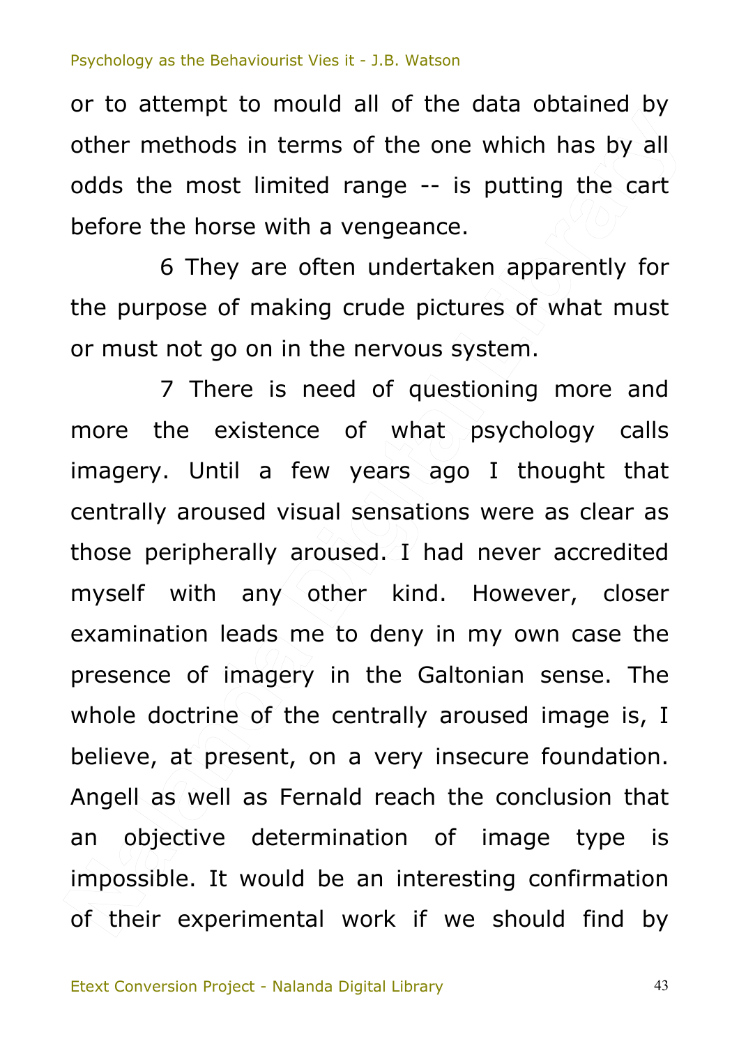or to attempt to mould all of the data obtained by other methods in terms of the one which has by all odds the most limited range -- is putting the cart before the horse with a vengeance.

6 They are often undertaken apparently for the purpose of making crude pictures of what must or must not go on in the nervous system.

7 There is need of questioning more and more the existence of what psychology calls imagery. Until a few years ago I thought that centrally aroused visual sensations were as clear as those peripherally aroused. I had never accredited myself with any other kind. However, closer examination leads me to deny in my own case the presence of imagery in the Galtonian sense. The whole doctrine of the centrally aroused image is, I believe, at present, on a very insecure foundation. Angell as well as Fernald reach the conclusion that an objective determination of image type is impossible. It would be an interesting confirmation of their experimental work if we should find by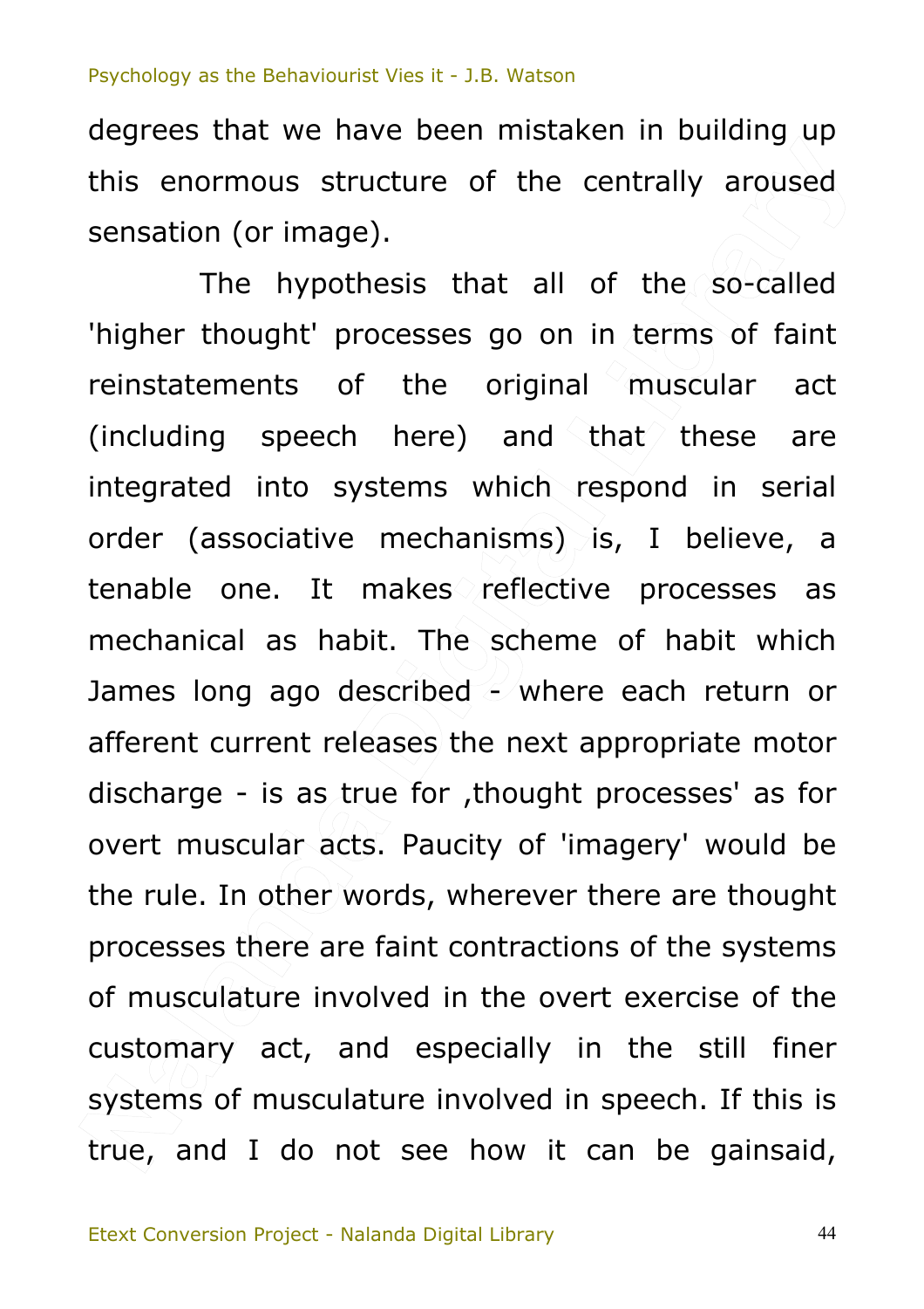degrees that we have been mistaken in building up this enormous structure of the centrally aroused sensation (or image).

The hypothesis that all of the so-called 'higher thought' processes go on in terms of faint reinstatements of the original muscular act (including speech here) and that these are integrated into systems which respond in serial order (associative mechanisms) is, I believe, a tenable one. It makes reflective processes as mechanical as habit. The scheme of habit which James long ago described - where each return or afferent current releases the next appropriate motor discharge - is as true for ,thought processes' as for overt muscular acts. Paucity of 'imagery' would be the rule. In other words, wherever there are thought processes there are faint contractions of the systems of musculature involved in the overt exercise of the customary act, and especially in the still finer systems of musculature involved in speech. If this is true, and I do not see how it can be gainsaid,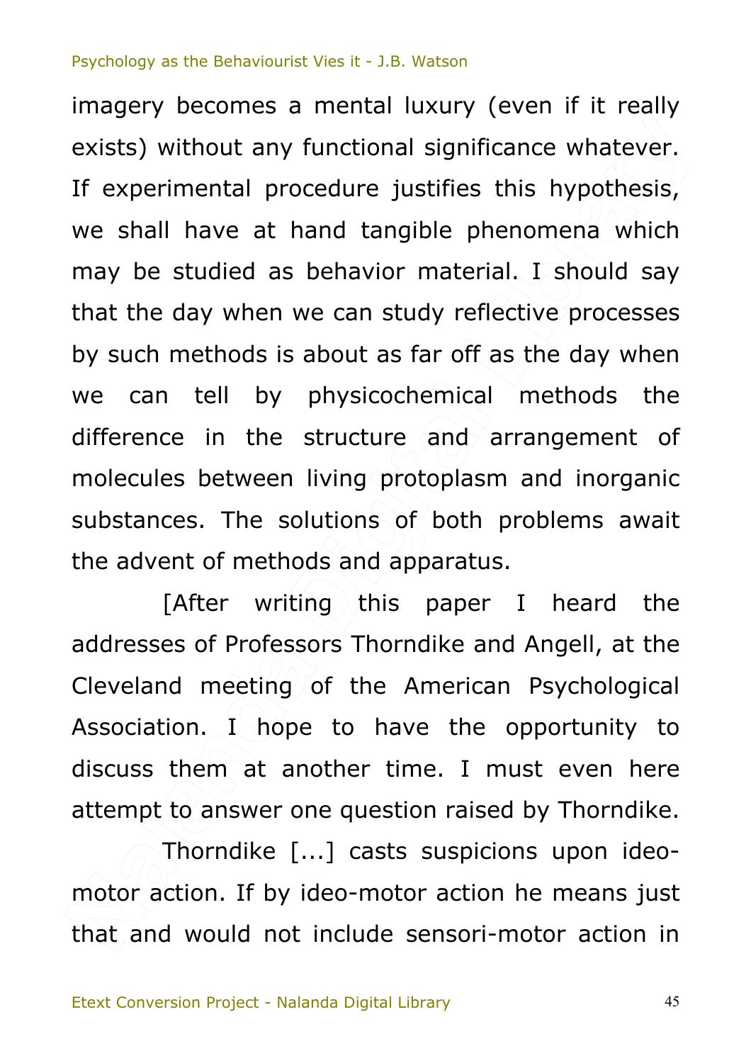imagery becomes a mental luxury (even if it really exists) without any functional significance whatever. If experimental procedure justifies this hypothesis, we shall have at hand tangible phenomena which may be studied as behavior material. I should say that the day when we can study reflective processes by such methods is about as far off as the day when we can tell by physicochemical methods the difference in the structure and arrangement of molecules between living protoplasm and inorganic substances. The solutions of both problems await the advent of methods and apparatus.

[After writing this paper I heard the addresses of Professors Thorndike and Angell, at the Cleveland meeting of the American Psychological Association. I hope to have the opportunity to discuss them at another time. I must even here attempt to answer one question raised by Thorndike.

Thorndike [...] casts suspicions upon ideo-motor action. If by ideo-motor action he means just that and would not include sensori-motor action in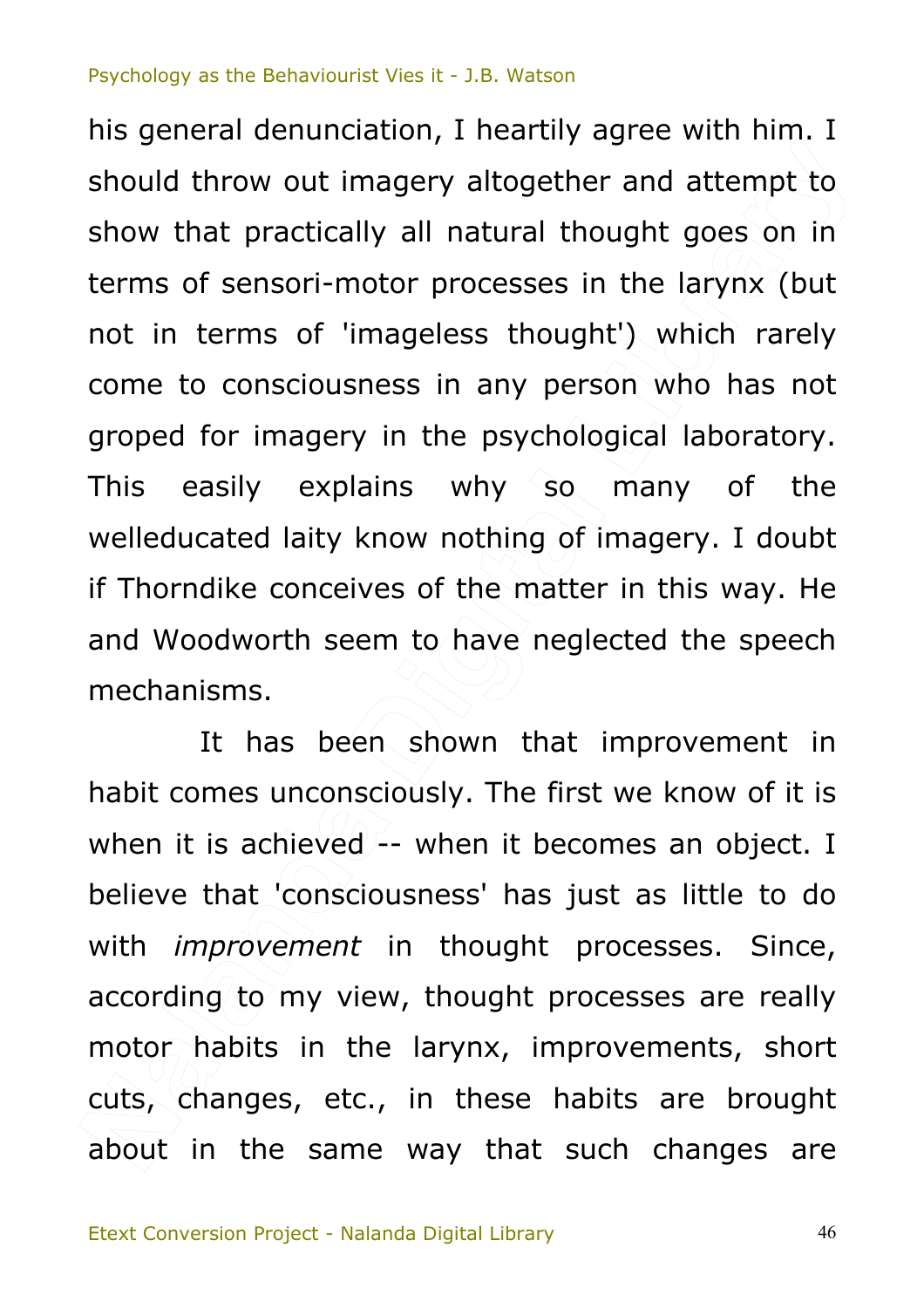his general denunciation, I heartily agree with him. I should throw out imagery altogether and attempt to show that practically all natural thought goes on in terms of sensori-motor processes in the larynx (but not in terms of 'imageless thought') which rarely come to consciousness in any person who has not groped for imagery in the psychological laboratory. This easily explains why so many of the welleducated laity know nothing of imagery. I doubt if Thorndike conceives of the matter in this way. He and Woodworth seem to have neglected the speech mechanisms.

It has been shown that improvement in habit comes unconsciously. The first we know of it is when it is achieved -- when it becomes an object. I believe that 'consciousness' has just as little to do with *improvement* in thought processes. Since, according to my view, thought processes are really motor habits in the larynx, improvements, short cuts, changes, etc., in these habits are brought about in the same way that such changes are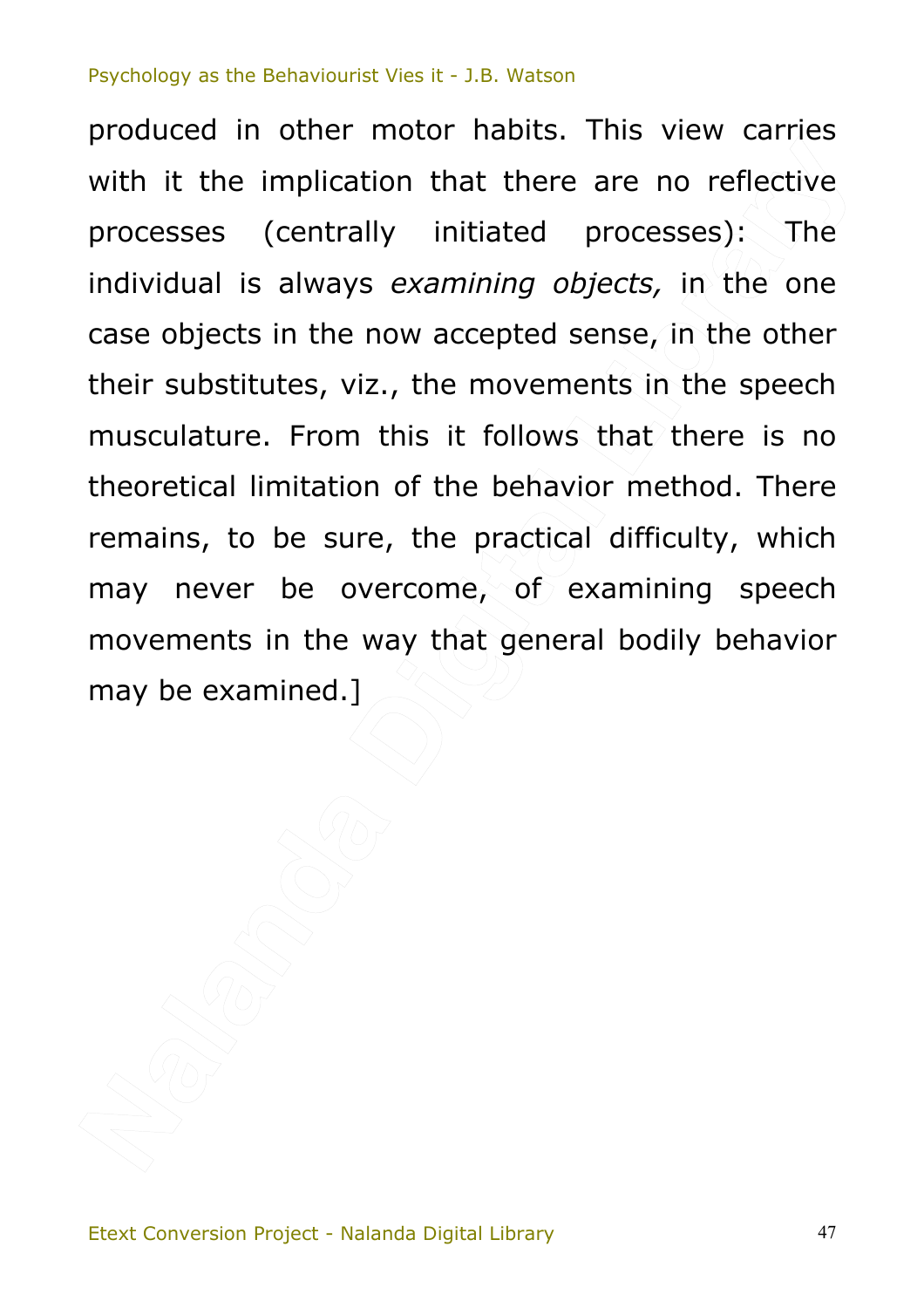produced in other motor habits. This view carries with it the implication that there are no reflective processes (centrally initiated processes): The individual is always *examining objects,* in the one case objects in the now accepted sense, in the other their substitutes, viz., the movements in the speech musculature. From this it follows that there is no theoretical limitation of the behavior method. There remains, to be sure, the practical difficulty, which may never be overcome, of examining speech movements in the way that general bodily behavior may be examined.]